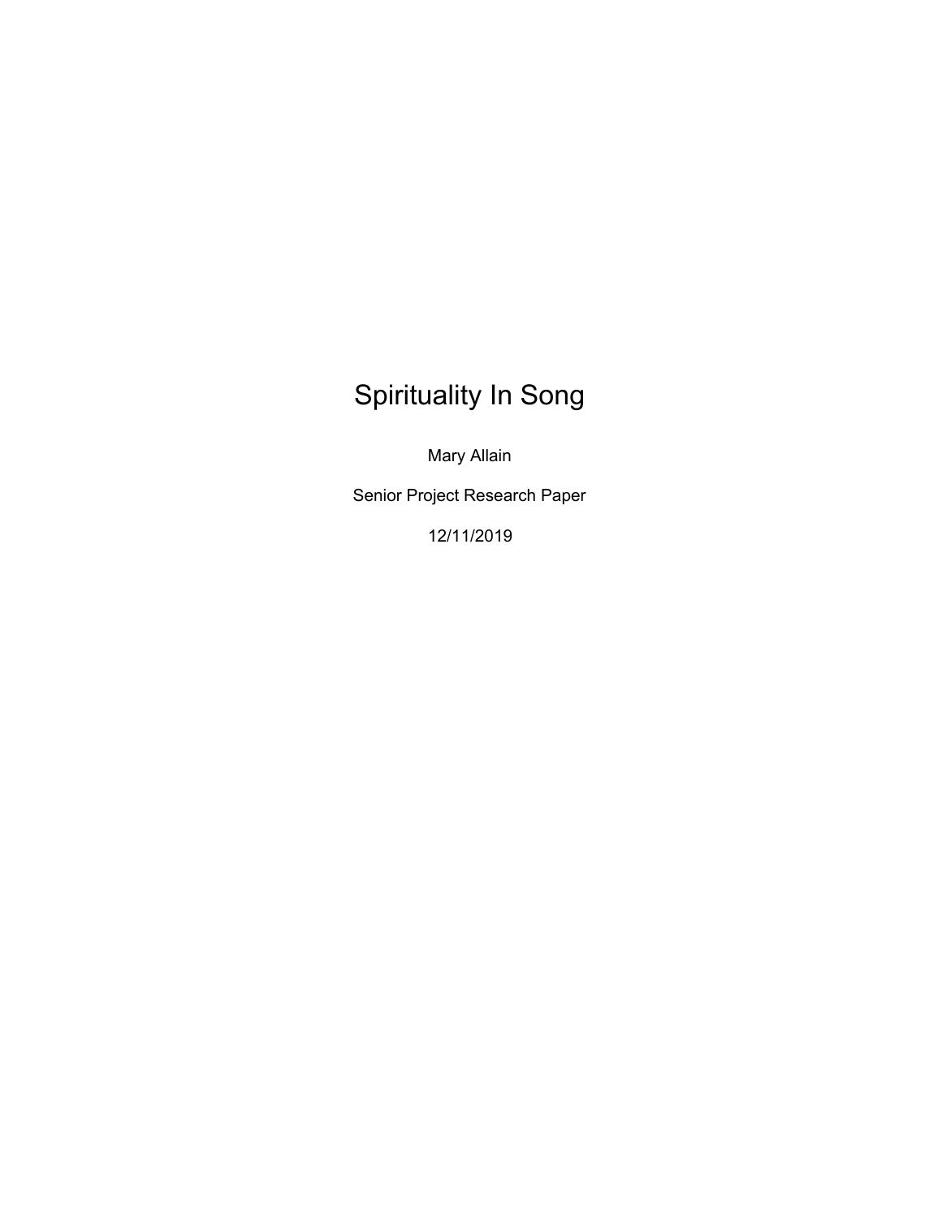# Spirituality In Song

Mary Allain

Senior Project Research Paper

12/11/2019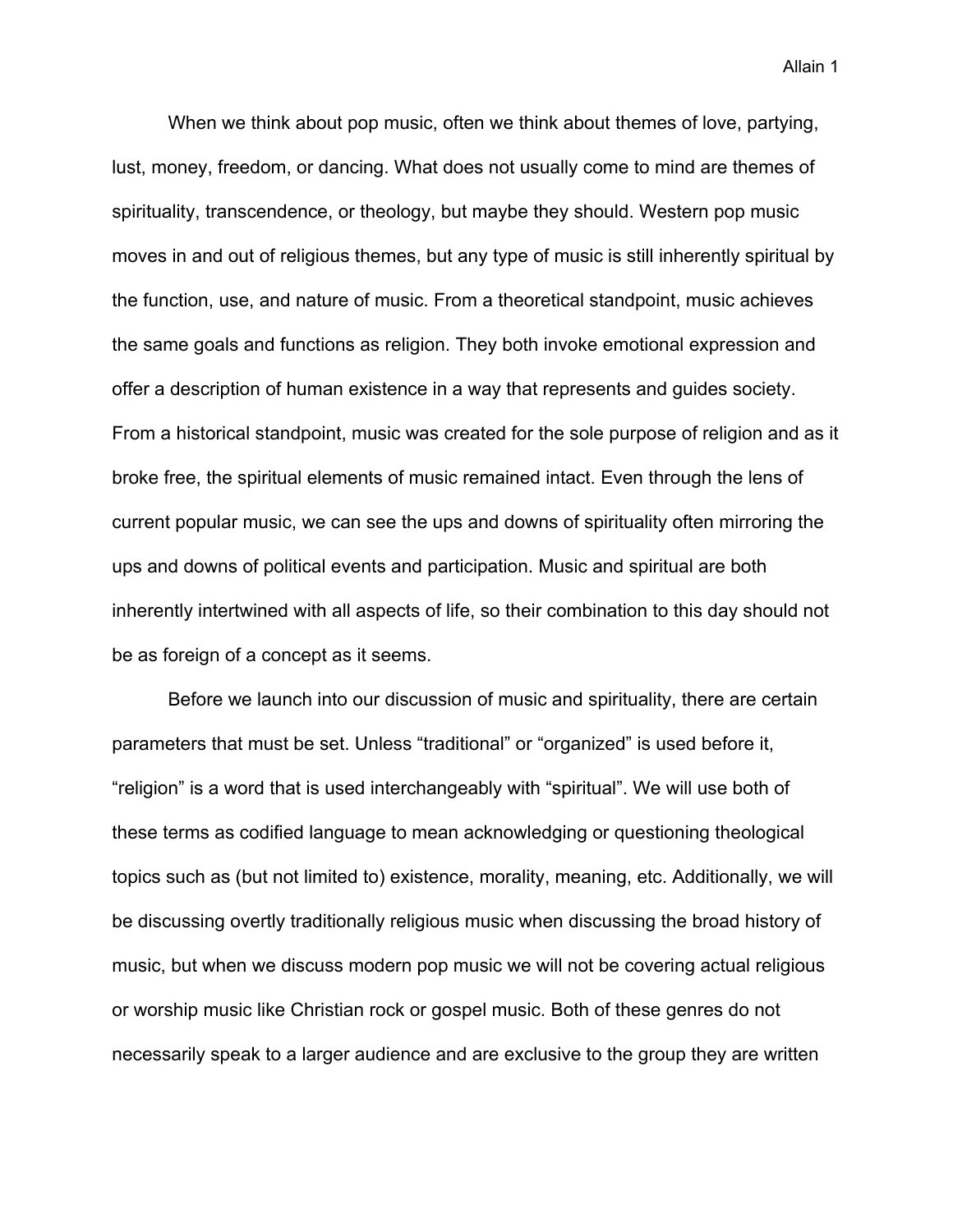When we think about pop music, often we think about themes of love, partying, lust, money, freedom, or dancing. What does not usually come to mind are themes of spirituality, transcendence, or theology, but maybe they should. Western pop music moves in and out of religious themes, but any type of music is still inherently spiritual by the function, use, and nature of music. From a theoretical standpoint, music achieves the same goals and functions as religion. They both invoke emotional expression and offer a description of human existence in a way that represents and guides society. From a historical standpoint, music was created for the sole purpose of religion and as it broke free, the spiritual elements of music remained intact. Even through the lens of current popular music, we can see the ups and downs of spirituality often mirroring the ups and downs of political events and participation. Music and spiritual are both inherently intertwined with all aspects of life, so their combination to this day should not be as foreign of a concept as it seems.

Before we launch into our discussion of music and spirituality, there are certain parameters that must be set. Unless "traditional" or "organized" is used before it, "religion" is a word that is used interchangeably with "spiritual". We will use both of these terms as codified language to mean acknowledging or questioning theological topics such as (but not limited to) existence, morality, meaning, etc. Additionally, we will be discussing overtly traditionally religious music when discussing the broad history of music, but when we discuss modern pop music we will not be covering actual religious or worship music like Christian rock or gospel music. Both of these genres do not necessarily speak to a larger audience and are exclusive to the group they are written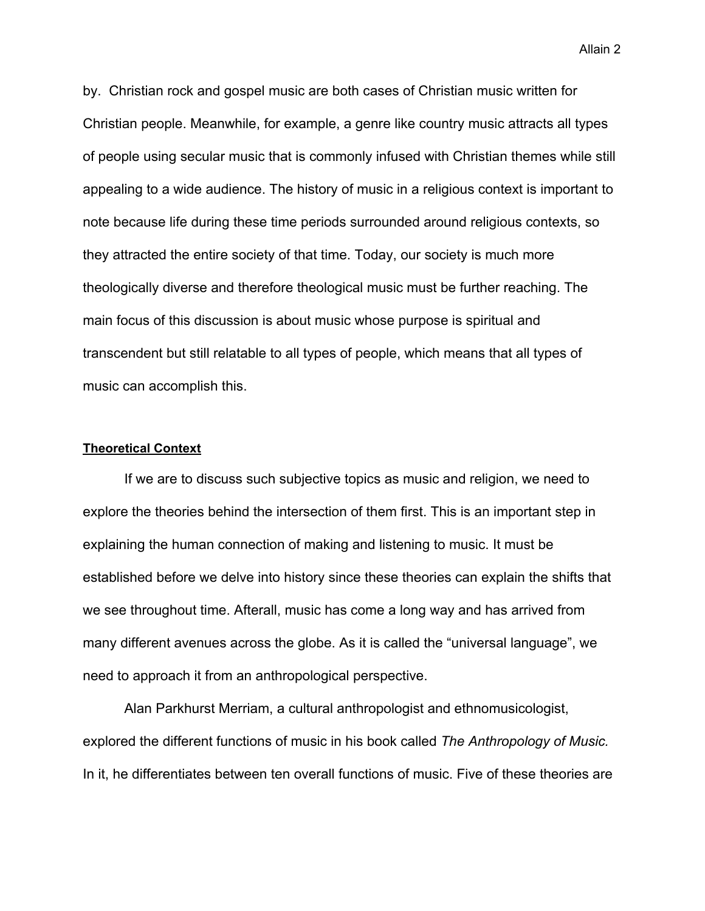by. Christian rock and gospel music are both cases of Christian music written for Christian people. Meanwhile, for example, a genre like country music attracts all types of people using secular music that is commonly infused with Christian themes while still appealing to a wide audience. The history of music in a religious context is important to note because life during these time periods surrounded around religious contexts, so they attracted the entire society of that time. Today, our society is much more theologically diverse and therefore theological music must be further reaching. The main focus of this discussion is about music whose purpose is spiritual and transcendent but still relatable to all types of people, which means that all types of music can accomplish this.

## **Theoretical Context**

If we are to discuss such subjective topics as music and religion, we need to explore the theories behind the intersection of them first. This is an important step in explaining the human connection of making and listening to music. It must be established before we delve into history since these theories can explain the shifts that we see throughout time. Afterall, music has come a long way and has arrived from many different avenues across the globe. As it is called the "universal language", we need to approach it from an anthropological perspective.

Alan Parkhurst Merriam, a cultural anthropologist and ethnomusicologist, explored the different functions of music in his book called *The Anthropology of Music.* In it, he differentiates between ten overall functions of music. Five of these theories are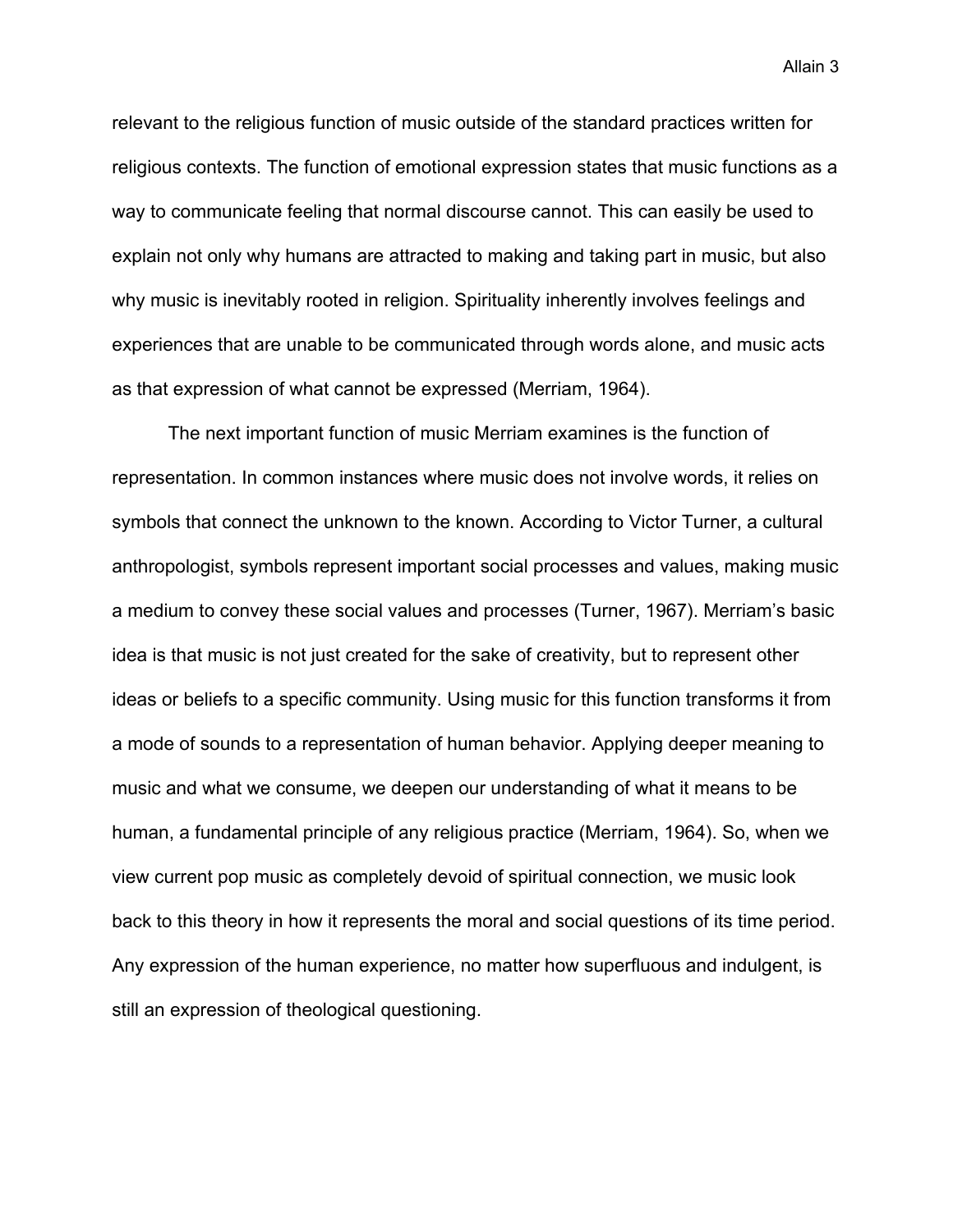relevant to the religious function of music outside of the standard practices written for religious contexts. The function of emotional expression states that music functions as a way to communicate feeling that normal discourse cannot. This can easily be used to explain not only why humans are attracted to making and taking part in music, but also why music is inevitably rooted in religion. Spirituality inherently involves feelings and experiences that are unable to be communicated through words alone, and music acts as that expression of what cannot be expressed (Merriam, 1964).

The next important function of music Merriam examines is the function of representation. In common instances where music does not involve words, it relies on symbols that connect the unknown to the known. According to Victor Turner, a cultural anthropologist, symbols represent important social processes and values, making music a medium to convey these social values and processes (Turner, 1967). Merriam's basic idea is that music is not just created for the sake of creativity, but to represent other ideas or beliefs to a specific community. Using music for this function transforms it from a mode of sounds to a representation of human behavior. Applying deeper meaning to music and what we consume, we deepen our understanding of what it means to be human, a fundamental principle of any religious practice (Merriam, 1964). So, when we view current pop music as completely devoid of spiritual connection, we music look back to this theory in how it represents the moral and social questions of its time period. Any expression of the human experience, no matter how superfluous and indulgent, is still an expression of theological questioning.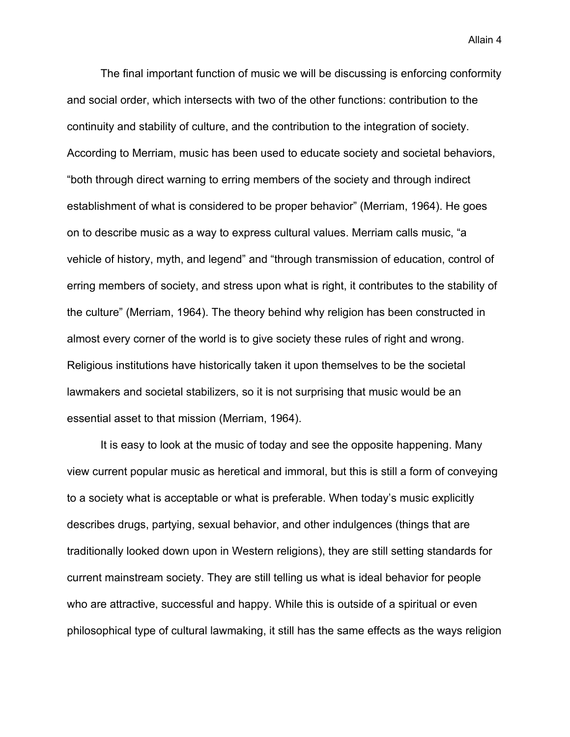The final important function of music we will be discussing is enforcing conformity and social order, which intersects with two of the other functions: contribution to the continuity and stability of culture, and the contribution to the integration of society. According to Merriam, music has been used to educate society and societal behaviors, "both through direct warning to erring members of the society and through indirect establishment of what is considered to be proper behavior" (Merriam, 1964). He goes on to describe music as a way to express cultural values. Merriam calls music, "a vehicle of history, myth, and legend" and "through transmission of education, control of erring members of society, and stress upon what is right, it contributes to the stability of the culture" (Merriam, 1964). The theory behind why religion has been constructed in almost every corner of the world is to give society these rules of right and wrong. Religious institutions have historically taken it upon themselves to be the societal lawmakers and societal stabilizers, so it is not surprising that music would be an essential asset to that mission (Merriam, 1964).

It is easy to look at the music of today and see the opposite happening. Many view current popular music as heretical and immoral, but this is still a form of conveying to a society what is acceptable or what is preferable. When today's music explicitly describes drugs, partying, sexual behavior, and other indulgences (things that are traditionally looked down upon in Western religions), they are still setting standards for current mainstream society. They are still telling us what is ideal behavior for people who are attractive, successful and happy. While this is outside of a spiritual or even philosophical type of cultural lawmaking, it still has the same effects as the ways religion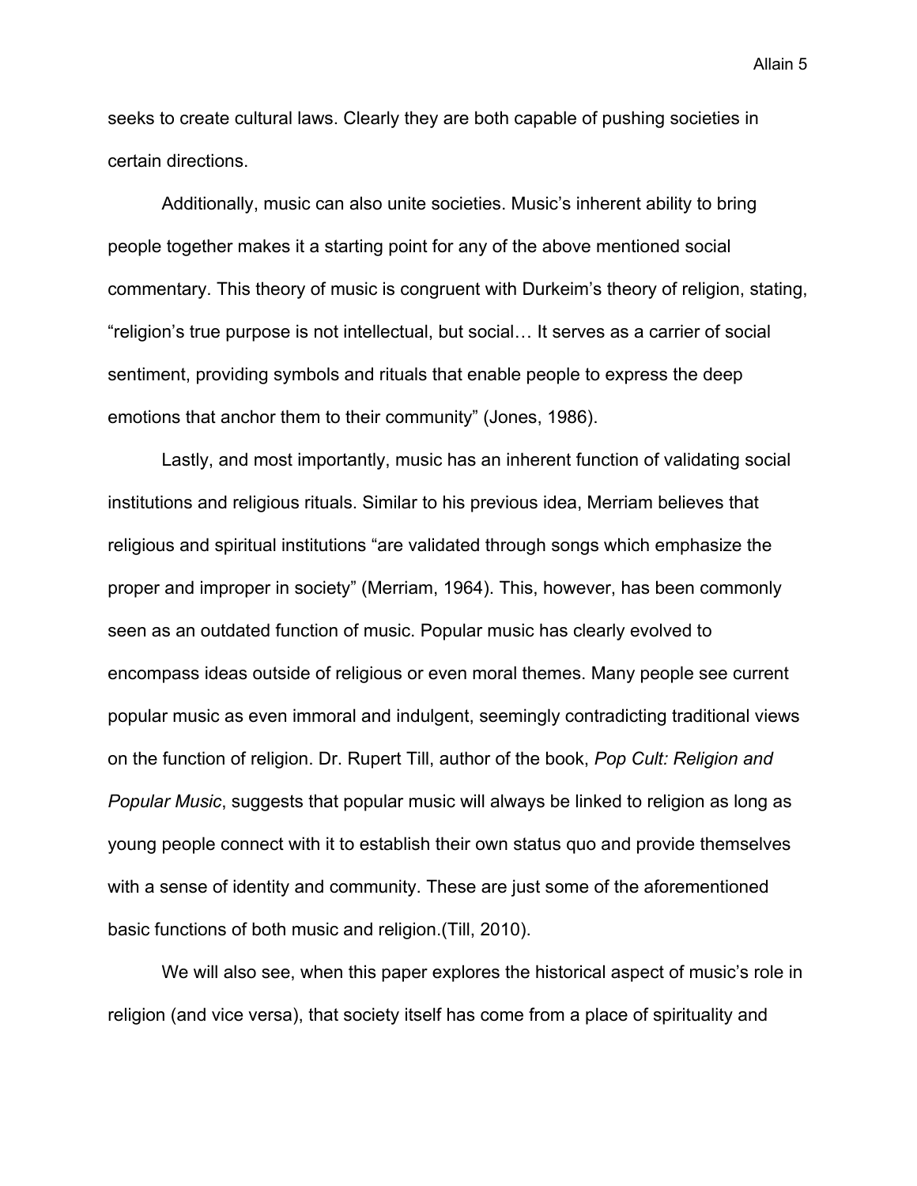seeks to create cultural laws. Clearly they are both capable of pushing societies in certain directions.

Additionally, music can also unite societies. Music's inherent ability to bring people together makes it a starting point for any of the above mentioned social commentary. This theory of music is congruent with Durkeim's theory of religion, stating, "religion's true purpose is not intellectual, but social… It serves as a carrier of social sentiment, providing symbols and rituals that enable people to express the deep emotions that anchor them to their community" (Jones, 1986).

Lastly, and most importantly, music has an inherent function of validating social institutions and religious rituals. Similar to his previous idea, Merriam believes that religious and spiritual institutions "are validated through songs which emphasize the proper and improper in society" (Merriam, 1964). This, however, has been commonly seen as an outdated function of music. Popular music has clearly evolved to encompass ideas outside of religious or even moral themes. Many people see current popular music as even immoral and indulgent, seemingly contradicting traditional views on the function of religion. Dr. Rupert Till, author of the book, *Pop Cult: Religion and Popular Music*, suggests that popular music will always be linked to religion as long as young people connect with it to establish their own status quo and provide themselves with a sense of identity and community. These are just some of the aforementioned basic functions of both music and religion.(Till, 2010).

We will also see, when this paper explores the historical aspect of music's role in religion (and vice versa), that society itself has come from a place of spirituality and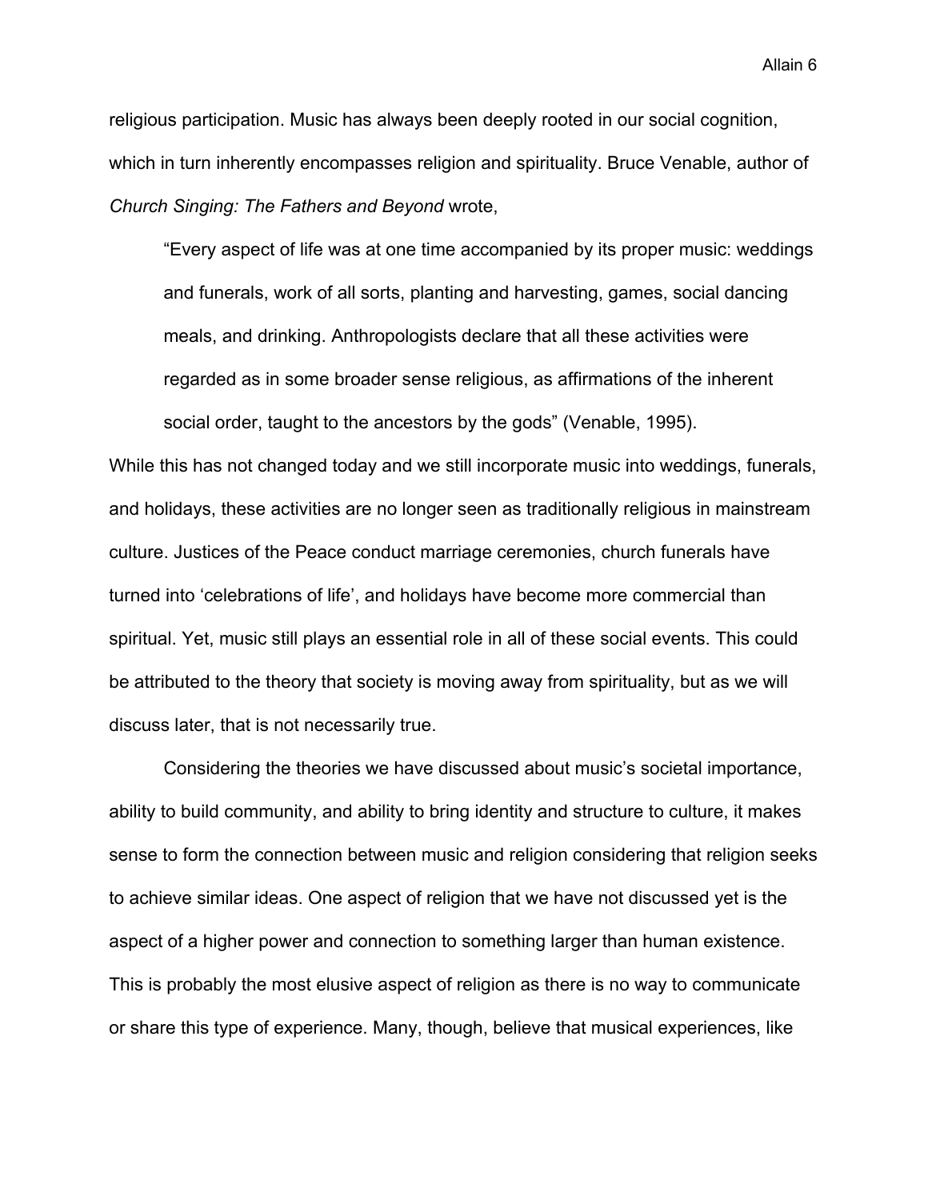religious participation. Music has always been deeply rooted in our social cognition, which in turn inherently encompasses religion and spirituality. Bruce Venable, author of *Church Singing: The Fathers and Beyond* wrote,

> "Every aspect of life was at one time accompanied by its proper music: weddings and funerals, work of all sorts, planting and harvesting, games, social dancing meals, and drinking. Anthropologists declare that all these activities were regarded as in some broader sense religious, as affirmations of the inherent social order, taught to the ancestors by the gods" (Venable, 1995).

While this has not changed today and we still incorporate music into weddings, funerals, and holidays, these activities are no longer seen as traditionally religious in mainstream culture. Justices of the Peace conduct marriage ceremonies, church funerals have turned into 'celebrations of life', and holidays have become more commercial than spiritual. Yet, music still plays an essential role in all of these social events. This could be attributed to the theory that society is moving away from spirituality, but as we will discuss later, that is not necessarily true.

Considering the theories we have discussed about music's societal importance, ability to build community, and ability to bring identity and structure to culture, it makes sense to form the connection between music and religion considering that religion seeks to achieve similar ideas. One aspect of religion that we have not discussed yet is the aspect of a higher power and connection to something larger than human existence. This is probably the most elusive aspect of religion as there is no way to communicate or share this type of experience. Many, though, believe that musical experiences, like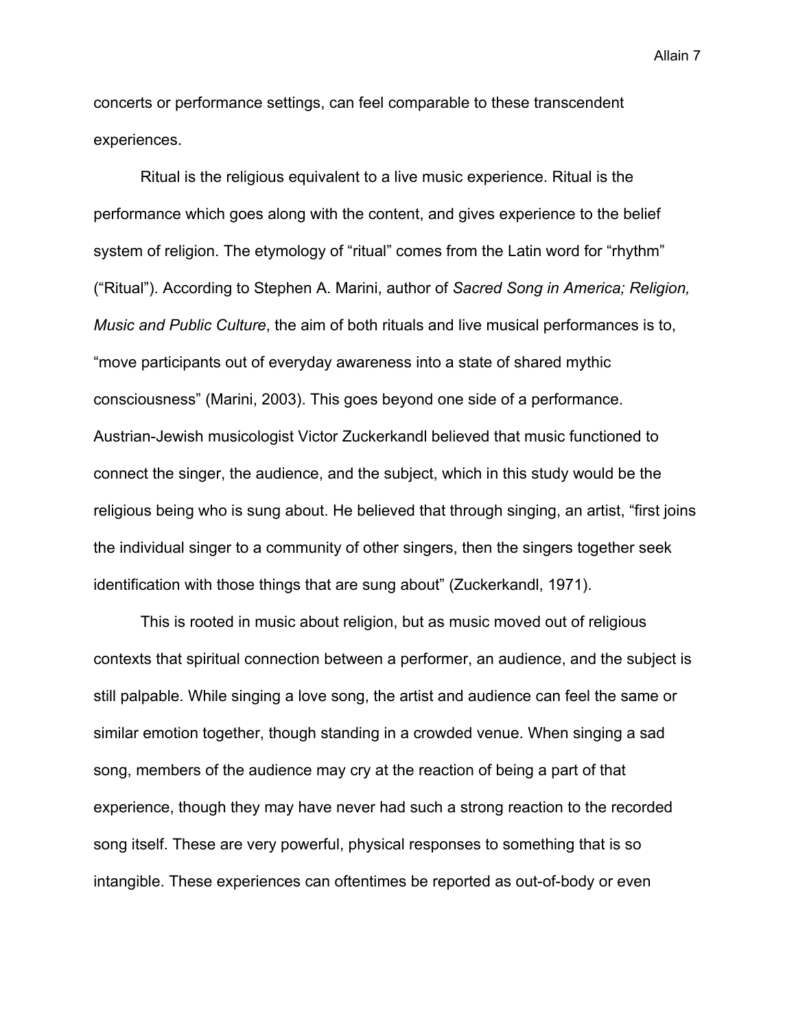concerts or performance settings, can feel comparable to these transcendent experiences.

Ritual is the religious equivalent to a live music experience. Ritual is the performance which goes along with the content, and gives experience to the belief system of religion. The etymology of "ritual" comes from the Latin word for "rhythm" ("Ritual"). According to Stephen A. Marini, author of *Sacred Song in America; Religion, Music and Public Culture*, the aim of both rituals and live musical performances is to, "move participants out of everyday awareness into a state of shared mythic consciousness" (Marini, 2003). This goes beyond one side of a performance. Austrian-Jewish musicologist Victor Zuckerkandl believed that music functioned to connect the singer, the audience, and the subject, which in this study would be the religious being who is sung about. He believed that through singing, an artist, "first joins the individual singer to a community of other singers, then the singers together seek identification with those things that are sung about" (Zuckerkandl, 1971).

This is rooted in music about religion, but as music moved out of religious contexts that spiritual connection between a performer, an audience, and the subject is still palpable. While singing a love song, the artist and audience can feel the same or similar emotion together, though standing in a crowded venue. When singing a sad song, members of the audience may cry at the reaction of being a part of that experience, though they may have never had such a strong reaction to the recorded song itself. These are very powerful, physical responses to something that is so intangible. These experiences can oftentimes be reported as out-of-body or even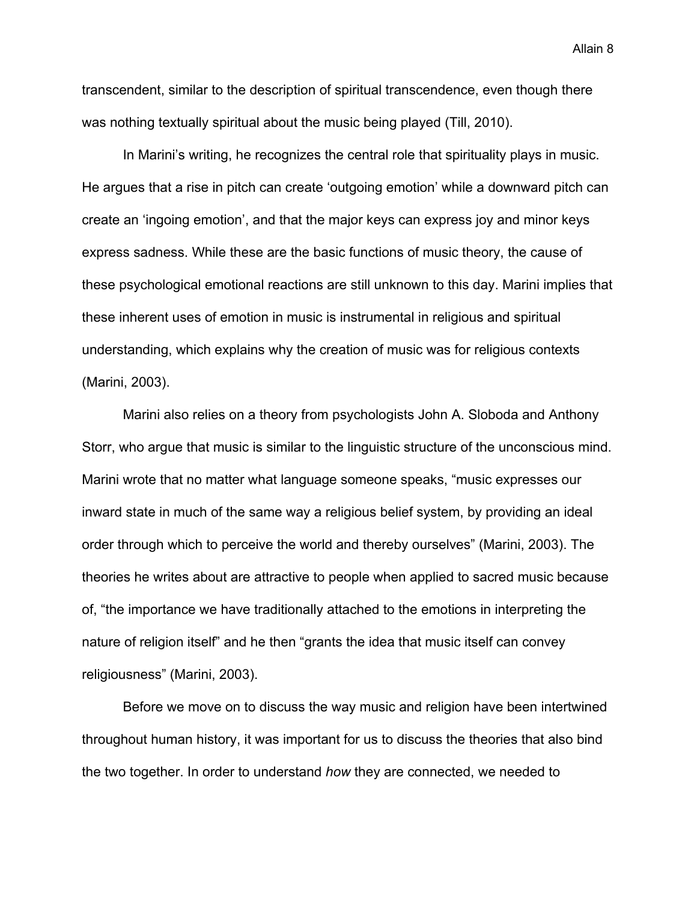transcendent, similar to the description of spiritual transcendence, even though there was nothing textually spiritual about the music being played (Till, 2010).

In Marini's writing, he recognizes the central role that spirituality plays in music. He argues that a rise in pitch can create 'outgoing emotion' while a downward pitch can create an 'ingoing emotion', and that the major keys can express joy and minor keys express sadness. While these are the basic functions of music theory, the cause of these psychological emotional reactions are still unknown to this day. Marini implies that these inherent uses of emotion in music is instrumental in religious and spiritual understanding, which explains why the creation of music was for religious contexts (Marini, 2003).

Marini also relies on a theory from psychologists John A. Sloboda and Anthony Storr, who argue that music is similar to the linguistic structure of the unconscious mind. Marini wrote that no matter what language someone speaks, "music expresses our inward state in much of the same way a religious belief system, by providing an ideal order through which to perceive the world and thereby ourselves" (Marini, 2003). The theories he writes about are attractive to people when applied to sacred music because of, "the importance we have traditionally attached to the emotions in interpreting the nature of religion itself" and he then "grants the idea that music itself can convey religiousness" (Marini, 2003).

Before we move on to discuss the way music and religion have been intertwined throughout human history, it was important for us to discuss the theories that also bind the two together. In order to understand *how* they are connected, we needed to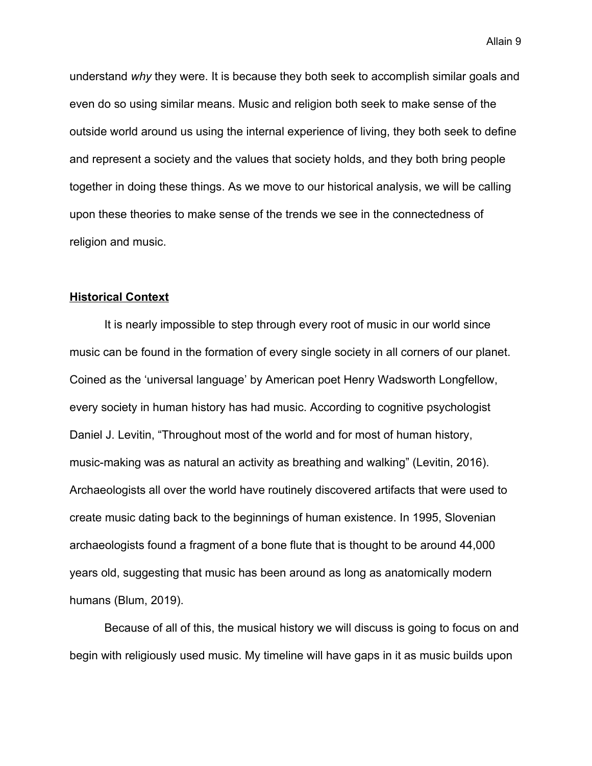understand *why* they were. It is because they both seek to accomplish similar goals and even do so using similar means. Music and religion both seek to make sense of the outside world around us using the internal experience of living, they both seek to define and represent a society and the values that society holds, and they both bring people together in doing these things. As we move to our historical analysis, we will be calling upon these theories to make sense of the trends we see in the connectedness of religion and music.

## Historical Context

It is nearly impossible to step through every root of music in our world since music can be found in the formation of every single society in all corners of our planet. Coined as the 'universal language' by American poet Henry Wadsworth Longfellow, every society in human history has had music. According to cognitive psychologist Daniel J. Levitin, "Throughout most of the world and for most of human history, music-making was as natural an activity as breathing and walking" (Levitin, 2016). Archaeologists all over the world have routinely discovered artifacts that were used to create music dating back to the beginnings of human existence. In 1995, Slovenian archaeologists found a fragment of a bone flute that is thought to be around 44,000 years old, suggesting that music has been around as long as anatomically modern humans (Blum, 2019).

Because of all of this, the musical history we will discuss is going to focus on and begin with religiously used music. My timeline will have gaps in it as music builds upon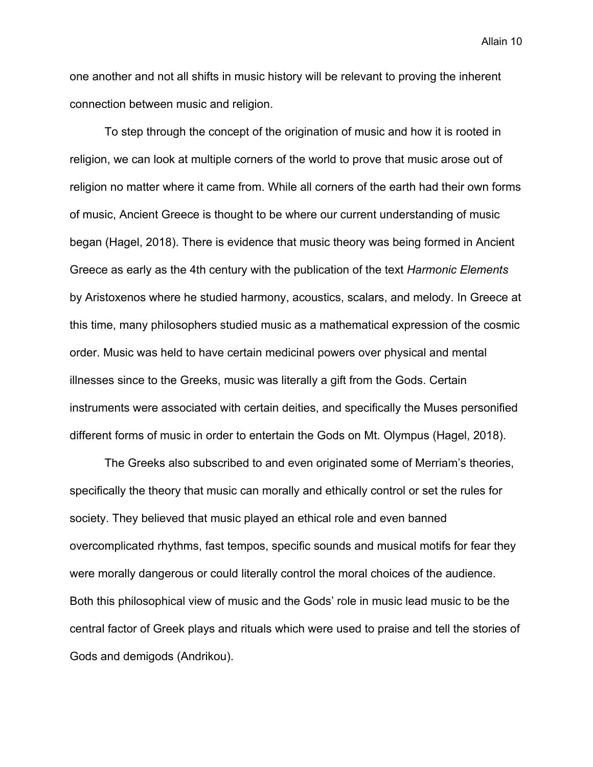one another and not all shifts in music history will be relevant to proving the inherent connection between music and religion.

To step through the concept of the origination of music and how it is rooted in religion, we can look at multiple corners of the world to prove that music arose out of religion no matter where it came from. While all corners of the earth had their own forms of music, Ancient Greece is thought to be where our current understanding of music began (Hagel, 2018). There is evidence that music theory was being formed in Ancient Greece as early as the 4th century with the publication of the text *Harmonic Elements* by Aristoxenos where he studied harmony, acoustics, scalars, and melody. In Greece at this time, many philosophers studied music as a mathematical expression of the cosmic order. Music was held to have certain medicinal powers over physical and mental illnesses since to the Greeks, music was literally a gift from the Gods. Certain instruments were associated with certain deities, and specifically the Muses personified different forms of music in order to entertain the Gods on Mt. Olympus (Hagel, 2018).

The Greeks also subscribed to and even originated some of Merriam's theories, specifically the theory that music can morally and ethically control or set the rules for society. They believed that music played an ethical role and even banned overcomplicated rhythms, fast tempos, specific sounds and musical motifs for fear they were morally dangerous or could literally control the moral choices of the audience. Both this philosophical view of music and the Gods' role in music lead music to be the central factor of Greek plays and rituals which were used to praise and tell the stories of Gods and demigods (Andrikou).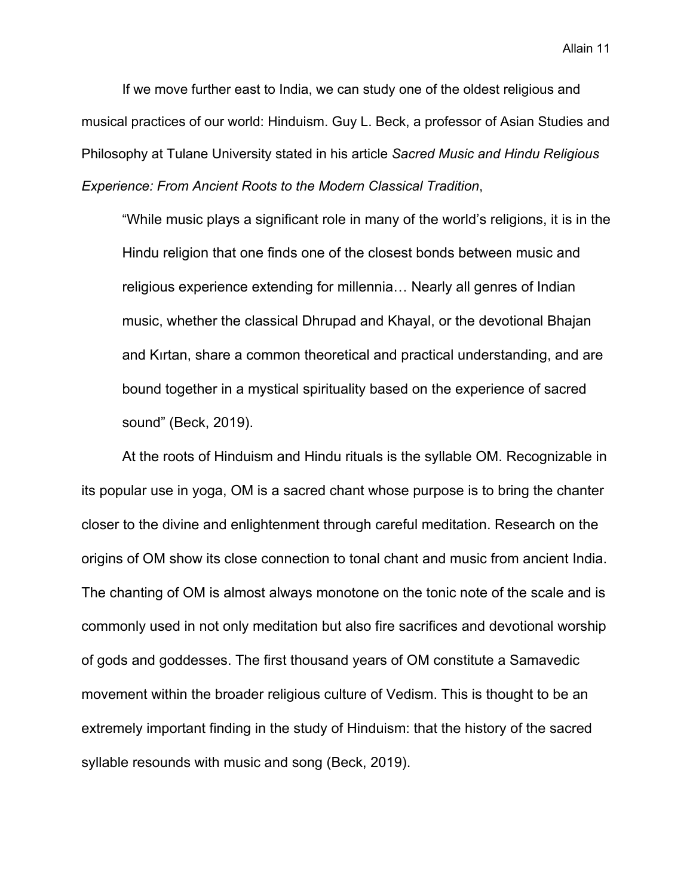If we move further east to India, we can study one of the oldest religious and musical practices of our world: Hinduism. Guy L. Beck, a professor of Asian Studies and Philosophy at Tulane University stated in his article *Sacred Music and Hindu Religious Experience: From Ancient Roots to the Modern Classical Tradition*,

> "While music plays a significant role in many of the world's religions, it is in the Hindu religion that one finds one of the closest bonds between music and religious experience extending for millennia… Nearly all genres of Indian music, whether the classical Dhrupad and Khayal, or the devotional Bhajan and Kırtan, share a common theoretical and practical understanding, and are bound together in a mystical spirituality based on the experience of sacred sound" (Beck, 2019).

At the roots of Hinduism and Hindu rituals is the syllable OM. Recognizable in its popular use in yoga, OM is a sacred chant whose purpose is to bring the chanter closer to the divine and enlightenment through careful meditation. Research on the origins of OM show its close connection to tonal chant and music from ancient India. The chanting of OM is almost always monotone on the tonic note of the scale and is commonly used in not only meditation but also fire sacrifices and devotional worship of gods and goddesses. The first thousand years of OM constitute a Samavedic movement within the broader religious culture of Vedism. This is thought to be an extremely important finding in the study of Hinduism: that the history of the sacred syllable resounds with music and song (Beck, 2019).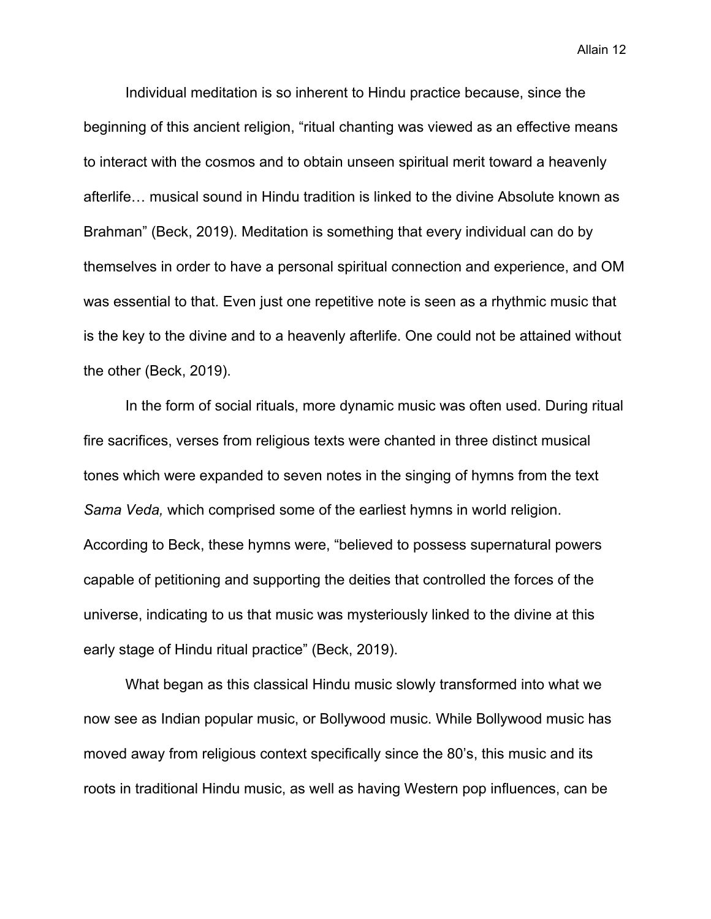Individual meditation is so inherent to Hindu practice because, since the beginning of this ancient religion, “ritual chanting was viewed as an effective means to interact with the cosmos and to obtain unseen spiritual merit toward a heavenly afterlife… musical sound in Hindu tradition is linked to the divine Absolute known as Brahman” (Beck, 2019). Meditation is something that every individual can do by themselves in order to have a personal spiritual connection and experience, and OM was essential to that. Even just one repetitive note is seen as a rhythmic music that is the key to the divine and to a heavenly afterlife. One could not be attained without the other (Beck, 2019).

In the form of social rituals, more dynamic music was often used. During ritual fire sacrifices, verses from religious texts were chanted in three distinct musical tones which were expanded to seven notes in the singing of hymns from the text *Sama Veda,* which comprised some of the earliest hymns in world religion. According to Beck, these hymns were, “believed to possess supernatural powers capable of petitioning and supporting the deities that controlled the forces of the universe, indicating to us that music was mysteriously linked to the divine at this early stage of Hindu ritual practice” (Beck, 2019).

What began as this classical Hindu music slowly transformed into what we now see as Indian popular music, or Bollywood music. While Bollywood music has moved away from religious context specifically since the 80’s, this music and its roots in traditional Hindu music, as well as having Western pop influences, can be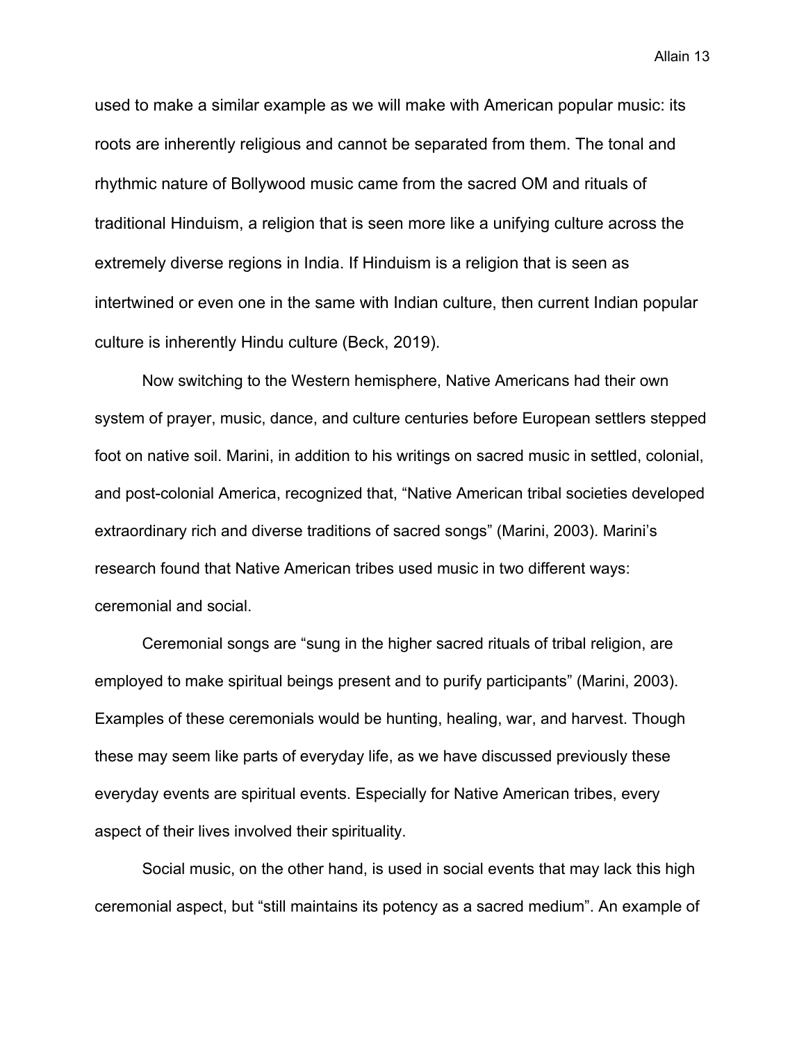used to make a similar example as we will make with American popular music: its roots are inherently religious and cannot be separated from them. The tonal and rhythmic nature of Bollywood music came from the sacred OM and rituals of traditional Hinduism, a religion that is seen more like a unifying culture across the extremely diverse regions in India. If Hinduism is a religion that is seen as intertwined or even one in the same with Indian culture, then current Indian popular culture is inherently Hindu culture (Beck, 2019).

Now switching to the Western hemisphere, Native Americans had their own system of prayer, music, dance, and culture centuries before European settlers stepped foot on native soil. Marini, in addition to his writings on sacred music in settled, colonial, and post-colonial America, recognized that, "Native American tribal societies developed extraordinary rich and diverse traditions of sacred songs" (Marini, 2003). Marini's research found that Native American tribes used music in two different ways: ceremonial and social.

Ceremonial songs are "sung in the higher sacred rituals of tribal religion, are employed to make spiritual beings present and to purify participants" (Marini, 2003). Examples of these ceremonials would be hunting, healing, war, and harvest. Though these may seem like parts of everyday life, as we have discussed previously these everyday events are spiritual events. Especially for Native American tribes, every aspect of their lives involved their spirituality.

Social music, on the other hand, is used in social events that may lack this high ceremonial aspect, but "still maintains its potency as a sacred medium". An example of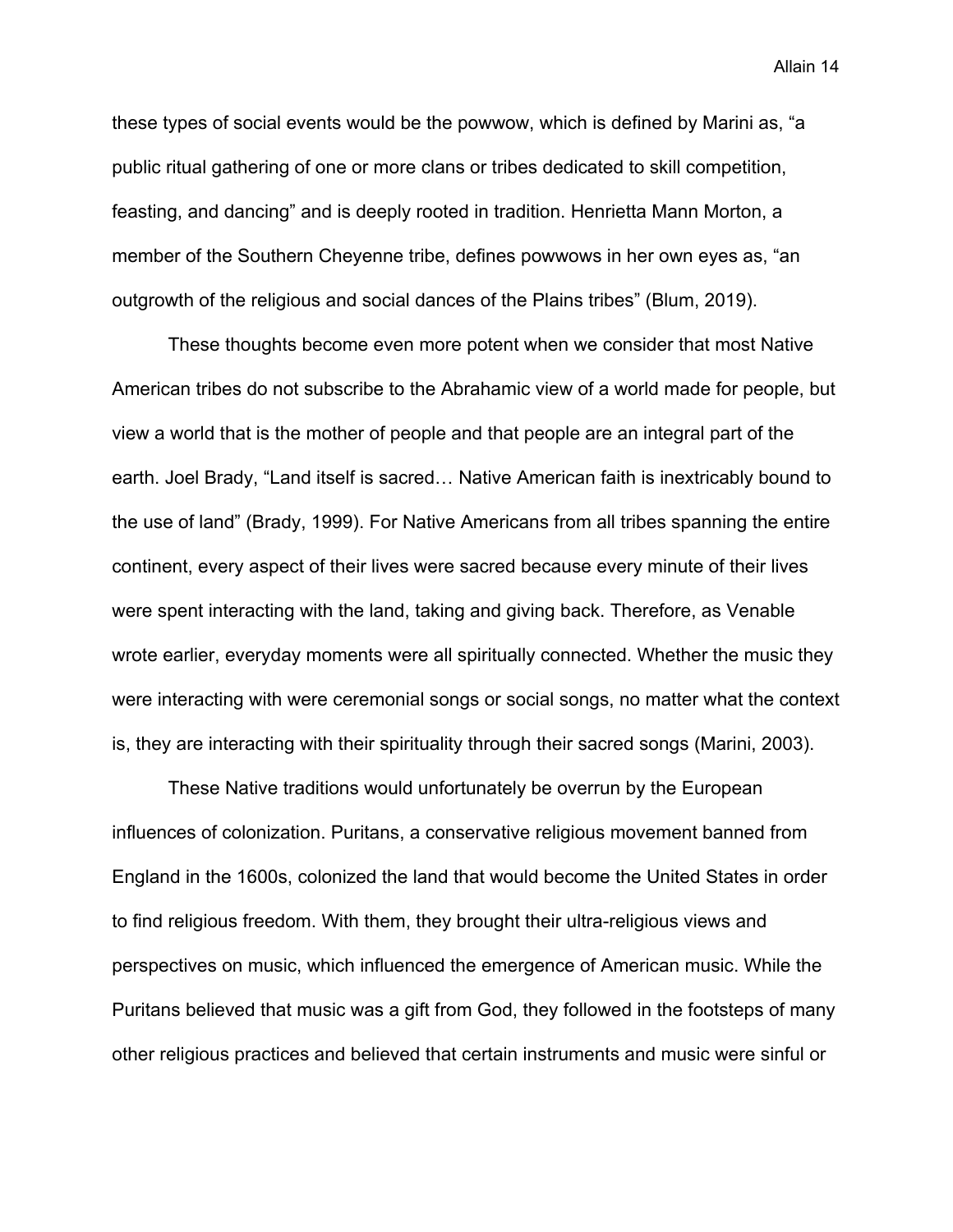these types of social events would be the powwow, which is defined by Marini as, "a public ritual gathering of one or more clans or tribes dedicated to skill competition, feasting, and dancing" and is deeply rooted in tradition. Henrietta Mann Morton, a member of the Southern Cheyenne tribe, defines powwows in her own eyes as, "an outgrowth of the religious and social dances of the Plains tribes" (Blum, 2019).

These thoughts become even more potent when we consider that most Native American tribes do not subscribe to the Abrahamic view of a world made for people, but view a world that is the mother of people and that people are an integral part of the earth. Joel Brady, "Land itself is sacred… Native American faith is inextricably bound to the use of land" (Brady, 1999). For Native Americans from all tribes spanning the entire continent, every aspect of their lives were sacred because every minute of their lives were spent interacting with the land, taking and giving back. Therefore, as Venable wrote earlier, everyday moments were all spiritually connected. Whether the music they were interacting with were ceremonial songs or social songs, no matter what the context is, they are interacting with their spirituality through their sacred songs (Marini, 2003).

These Native traditions would unfortunately be overrun by the European influences of colonization. Puritans, a conservative religious movement banned from England in the 1600s, colonized the land that would become the United States in order to find religious freedom. With them, they brought their ultra-religious views and perspectives on music, which influenced the emergence of American music. While the Puritans believed that music was a gift from God, they followed in the footsteps of many other religious practices and believed that certain instruments and music were sinful or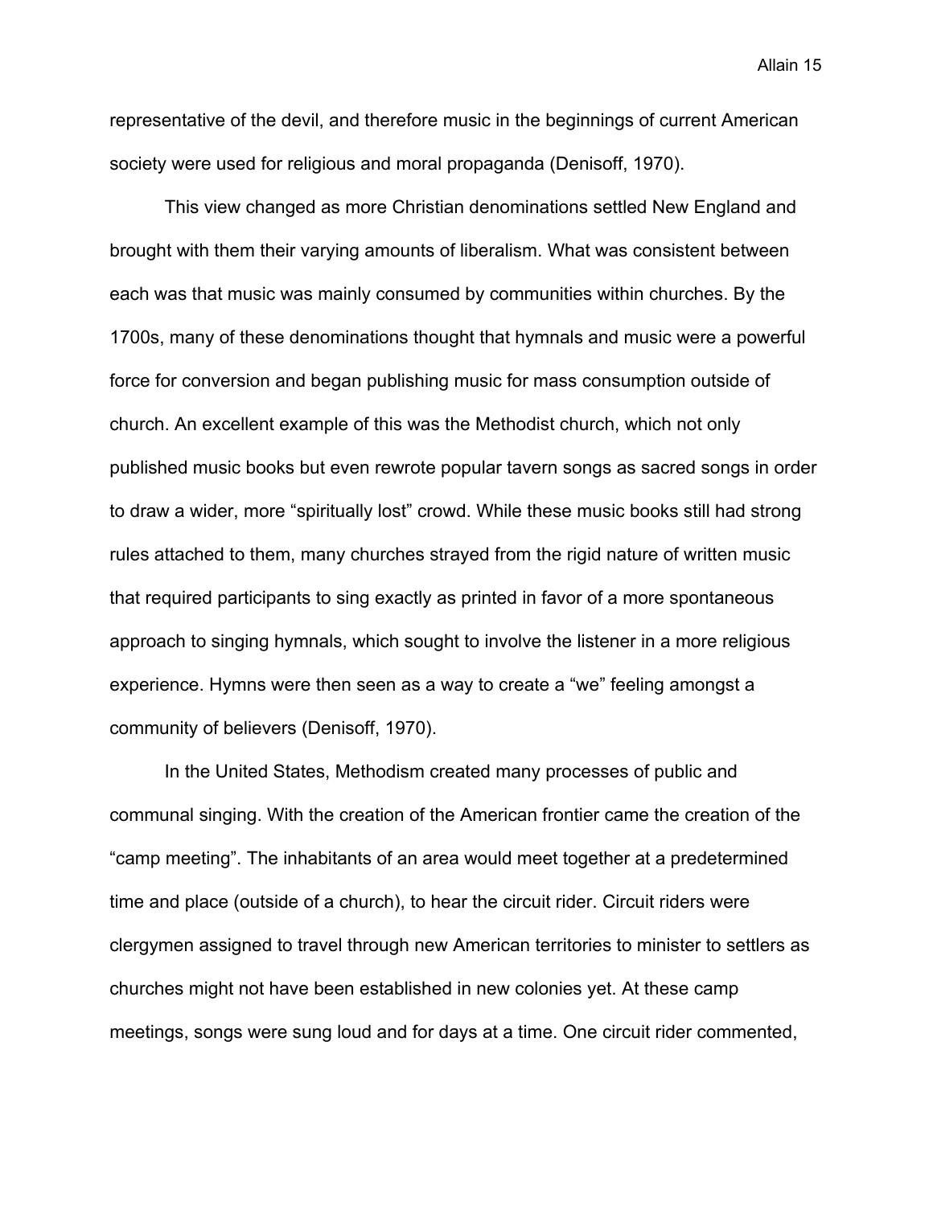representative of the devil, and therefore music in the beginnings of current American society were used for religious and moral propaganda (Denisoff, 1970).

This view changed as more Christian denominations settled New England and brought with them their varying amounts of liberalism. What was consistent between each was that music was mainly consumed by communities within churches. By the 1700s, many of these denominations thought that hymnals and music were a powerful force for conversion and began publishing music for mass consumption outside of church. An excellent example of this was the Methodist church, which not only published music books but even rewrote popular tavern songs as sacred songs in order to draw a wider, more "spiritually lost" crowd. While these music books still had strong rules attached to them, many churches strayed from the rigid nature of written music that required participants to sing exactly as printed in favor of a more spontaneous approach to singing hymnals, which sought to involve the listener in a more religious experience. Hymns were then seen as a way to create a "we" feeling amongst a community of believers (Denisoff, 1970).

In the United States, Methodism created many processes of public and communal singing. With the creation of the American frontier came the creation of the "camp meeting". The inhabitants of an area would meet together at a predetermined time and place (outside of a church), to hear the circuit rider. Circuit riders were clergymen assigned to travel through new American territories to minister to settlers as churches might not have been established in new colonies yet. At these camp meetings, songs were sung loud and for days at a time. One circuit rider commented,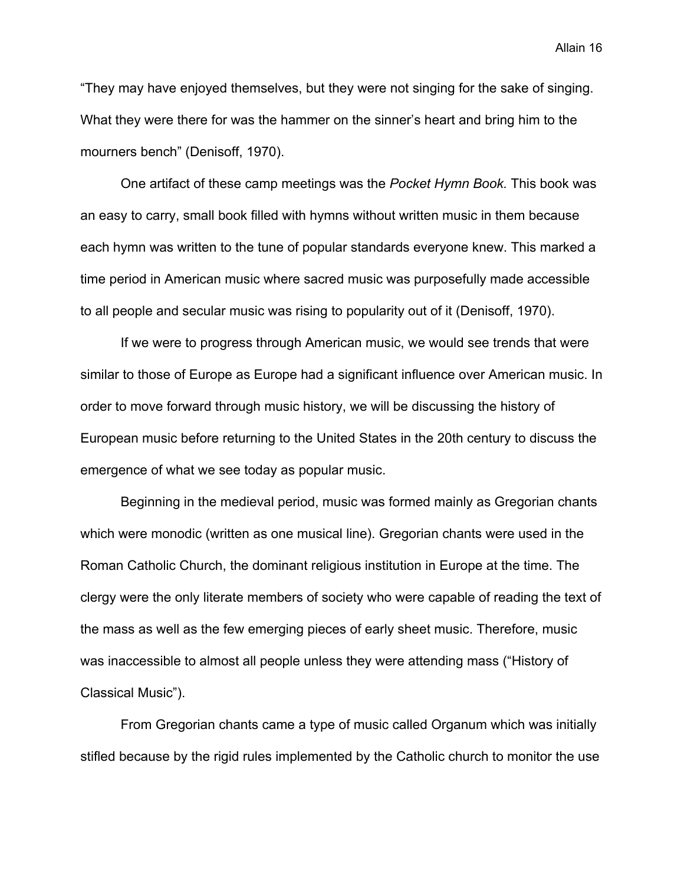"They may have enjoyed themselves, but they were not singing for the sake of singing. What they were there for was the hammer on the sinner's heart and bring him to the mourners bench" (Denisoff, 1970).

One artifact of these camp meetings was the *Pocket Hymn Book.* This book was an easy to carry, small book filled with hymns without written music in them because each hymn was written to the tune of popular standards everyone knew. This marked a time period in American music where sacred music was purposefully made accessible to all people and secular music was rising to popularity out of it (Denisoff, 1970).

If we were to progress through American music, we would see trends that were similar to those of Europe as Europe had a significant influence over American music. In order to move forward through music history, we will be discussing the history of European music before returning to the United States in the 20th century to discuss the emergence of what we see today as popular music.

Beginning in the medieval period, music was formed mainly as Gregorian chants which were monodic (written as one musical line). Gregorian chants were used in the Roman Catholic Church, the dominant religious institution in Europe at the time. The clergy were the only literate members of society who were capable of reading the text of the mass as well as the few emerging pieces of early sheet music. Therefore, music was inaccessible to almost all people unless they were attending mass ("History of Classical Music").

From Gregorian chants came a type of music called Organum which was initially stifled because by the rigid rules implemented by the Catholic church to monitor the use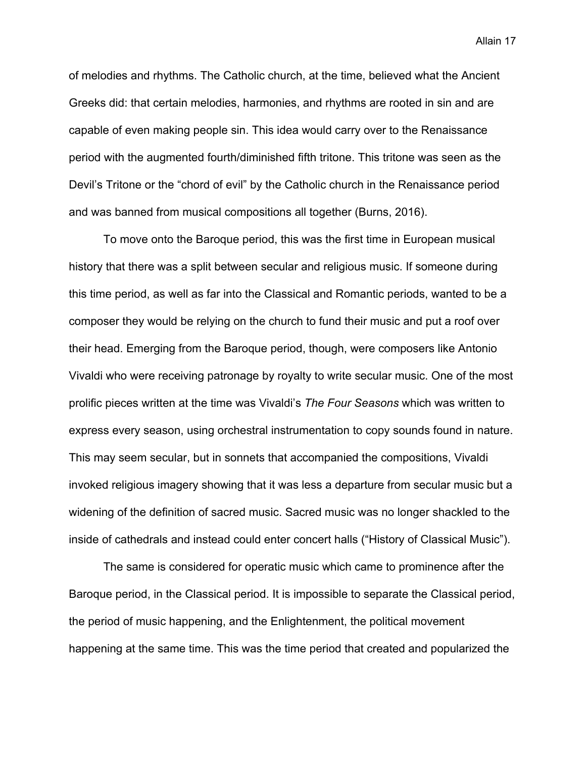of melodies and rhythms. The Catholic church, at the time, believed what the Ancient Greeks did: that certain melodies, harmonies, and rhythms are rooted in sin and are capable of even making people sin. This idea would carry over to the Renaissance period with the augmented fourth/diminished fifth tritone. This tritone was seen as the Devil's Tritone or the "chord of evil" by the Catholic church in the Renaissance period and was banned from musical compositions all together (Burns, 2016).

To move onto the Baroque period, this was the first time in European musical history that there was a split between secular and religious music. If someone during this time period, as well as far into the Classical and Romantic periods, wanted to be a composer they would be relying on the church to fund their music and put a roof over their head. Emerging from the Baroque period, though, were composers like Antonio Vivaldi who were receiving patronage by royalty to write secular music. One of the most prolific pieces written at the time was Vivaldi's *The Four Seasons* which was written to express every season, using orchestral instrumentation to copy sounds found in nature. This may seem secular, but in sonnets that accompanied the compositions, Vivaldi invoked religious imagery showing that it was less a departure from secular music but a widening of the definition of sacred music. Sacred music was no longer shackled to the inside of cathedrals and instead could enter concert halls ("History of Classical Music").

The same is considered for operatic music which came to prominence after the Baroque period, in the Classical period. It is impossible to separate the Classical period, the period of music happening, and the Enlightenment, the political movement happening at the same time. This was the time period that created and popularized the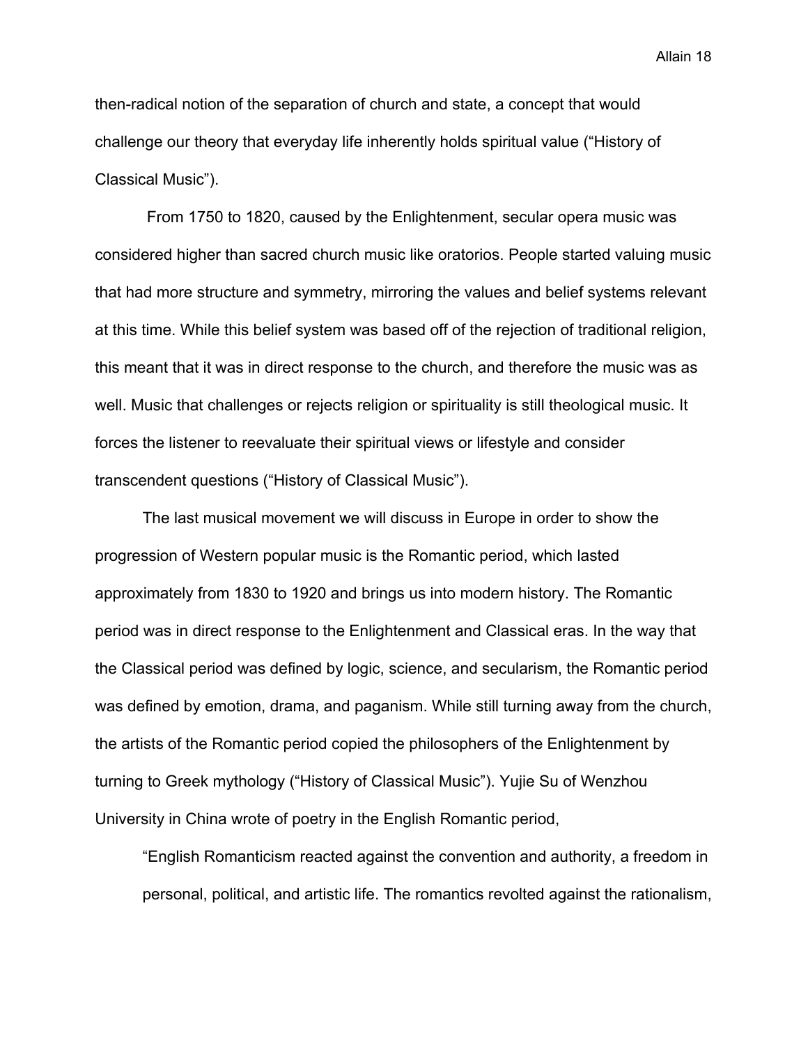then-radical notion of the separation of church and state, a concept that would challenge our theory that everyday life inherently holds spiritual value (“History of Classical Music”).

From 1750 to 1820, caused by the Enlightenment, secular opera music was considered higher than sacred church music like oratorios. People started valuing music that had more structure and symmetry, mirroring the values and belief systems relevant at this time. While this belief system was based off of the rejection of traditional religion, this meant that it was in direct response to the church, and therefore the music was as well. Music that challenges or rejects religion or spirituality is still theological music. It forces the listener to reevaluate their spiritual views or lifestyle and consider transcendent questions (“History of Classical Music”).

The last musical movement we will discuss in Europe in order to show the progression of Western popular music is the Romantic period, which lasted approximately from 1830 to 1920 and brings us into modern history. The Romantic period was in direct response to the Enlightenment and Classical eras. In the way that the Classical period was defined by logic, science, and secularism, the Romantic period was defined by emotion, drama, and paganism. While still turning away from the church, the artists of the Romantic period copied the philosophers of the Enlightenment by turning to Greek mythology (“History of Classical Music”). Yujie Su of Wenzhou University in China wrote of poetry in the English Romantic period,

> “English Romanticism reacted against the convention and authority, a freedom in personal, political, and artistic life. The romantics revolted against the rationalism,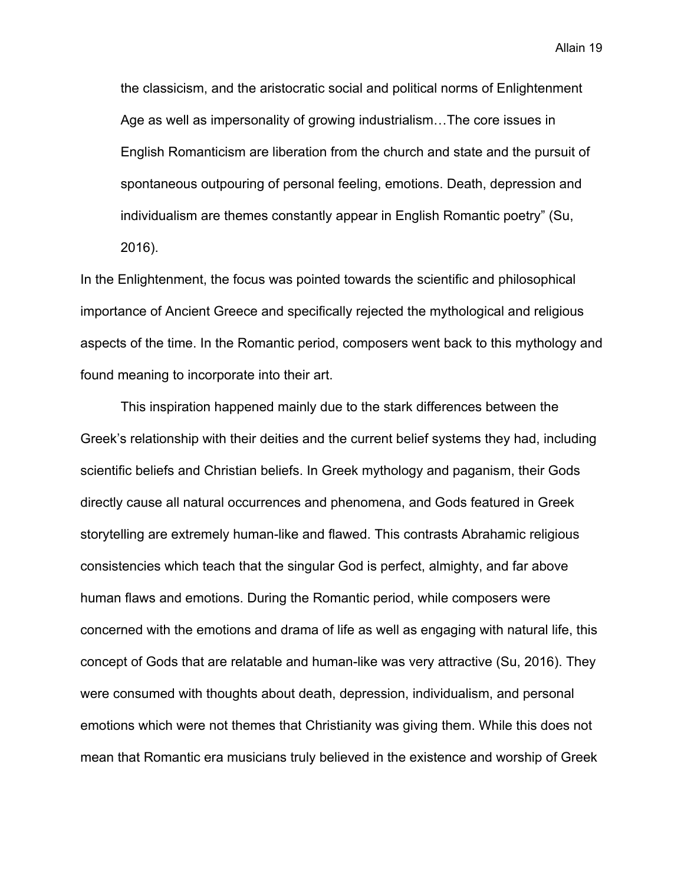> the classicism, and the aristocratic social and political norms of Enlightenment Age as well as impersonality of growing industrialism…The core issues in English Romanticism are liberation from the church and state and the pursuit of spontaneous outpouring of personal feeling, emotions. Death, depression and individualism are themes constantly appear in English Romantic poetry" (Su, 2016).

In the Enlightenment, the focus was pointed towards the scientific and philosophical importance of Ancient Greece and specifically rejected the mythological and religious aspects of the time. In the Romantic period, composers went back to this mythology and found meaning to incorporate into their art.

This inspiration happened mainly due to the stark differences between the Greek's relationship with their deities and the current belief systems they had, including scientific beliefs and Christian beliefs. In Greek mythology and paganism, their Gods directly cause all natural occurrences and phenomena, and Gods featured in Greek storytelling are extremely human-like and flawed. This contrasts Abrahamic religious consistencies which teach that the singular God is perfect, almighty, and far above human flaws and emotions. During the Romantic period, while composers were concerned with the emotions and drama of life as well as engaging with natural life, this concept of Gods that are relatable and human-like was very attractive (Su, 2016). They were consumed with thoughts about death, depression, individualism, and personal emotions which were not themes that Christianity was giving them. While this does not mean that Romantic era musicians truly believed in the existence and worship of Greek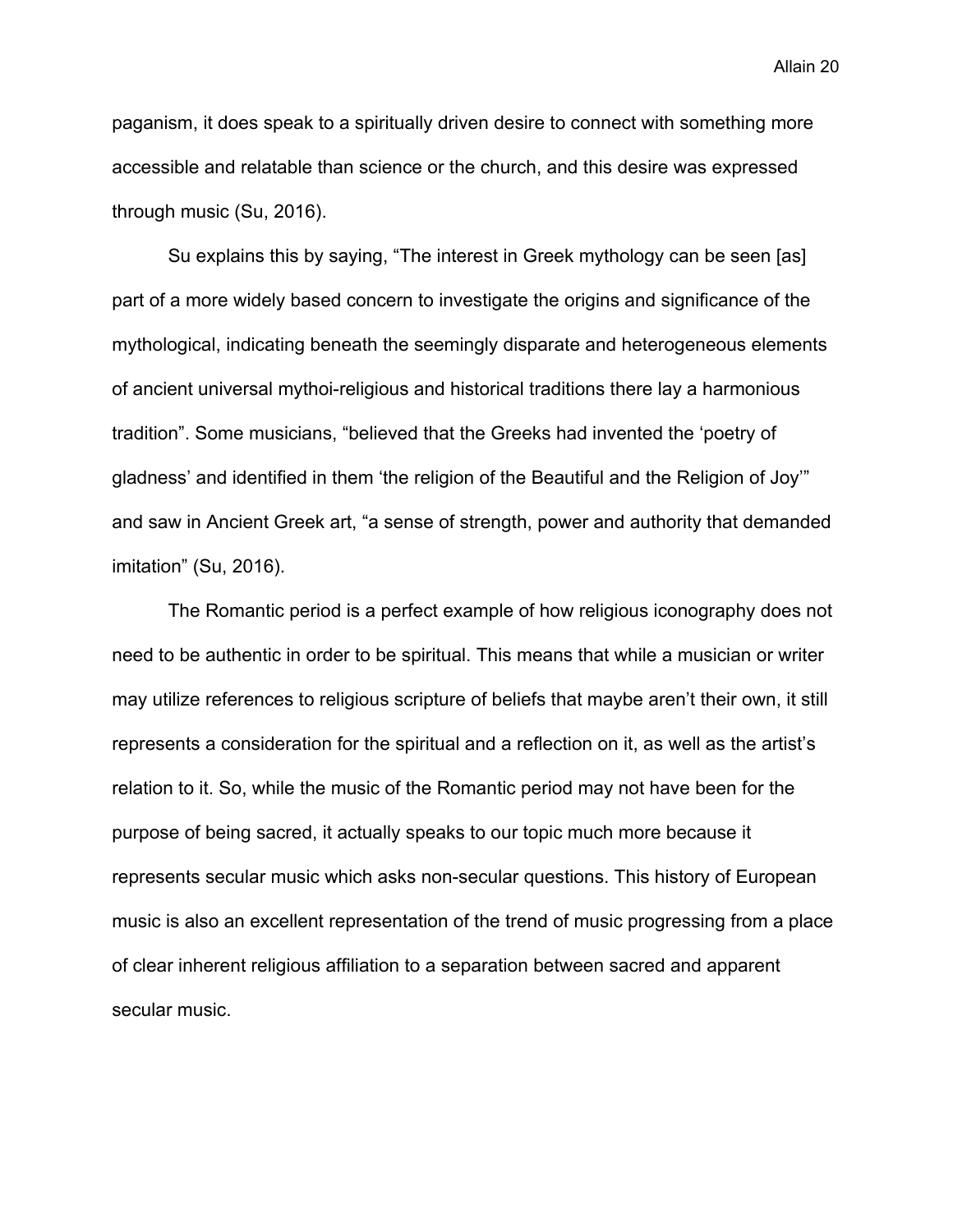paganism, it does speak to a spiritually driven desire to connect with something more accessible and relatable than science or the church, and this desire was expressed through music (Su, 2016).

Su explains this by saying, “The interest in Greek mythology can be seen [as] part of a more widely based concern to investigate the origins and significance of the mythological, indicating beneath the seemingly disparate and heterogeneous elements of ancient universal mythoi-religious and historical traditions there lay a harmonious tradition”. Some musicians, “believed that the Greeks had invented the ‘poetry of gladness’ and identified in them ‘the religion of the Beautiful and the Religion of Joy’” and saw in Ancient Greek art, “a sense of strength, power and authority that demanded imitation” (Su, 2016).

The Romantic period is a perfect example of how religious iconography does not need to be authentic in order to be spiritual. This means that while a musician or writer may utilize references to religious scripture of beliefs that maybe aren’t their own, it still represents a consideration for the spiritual and a reflection on it, as well as the artist’s relation to it. So, while the music of the Romantic period may not have been for the purpose of being sacred, it actually speaks to our topic much more because it represents secular music which asks non-secular questions. This history of European music is also an excellent representation of the trend of music progressing from a place of clear inherent religious affiliation to a separation between sacred and apparent secular music.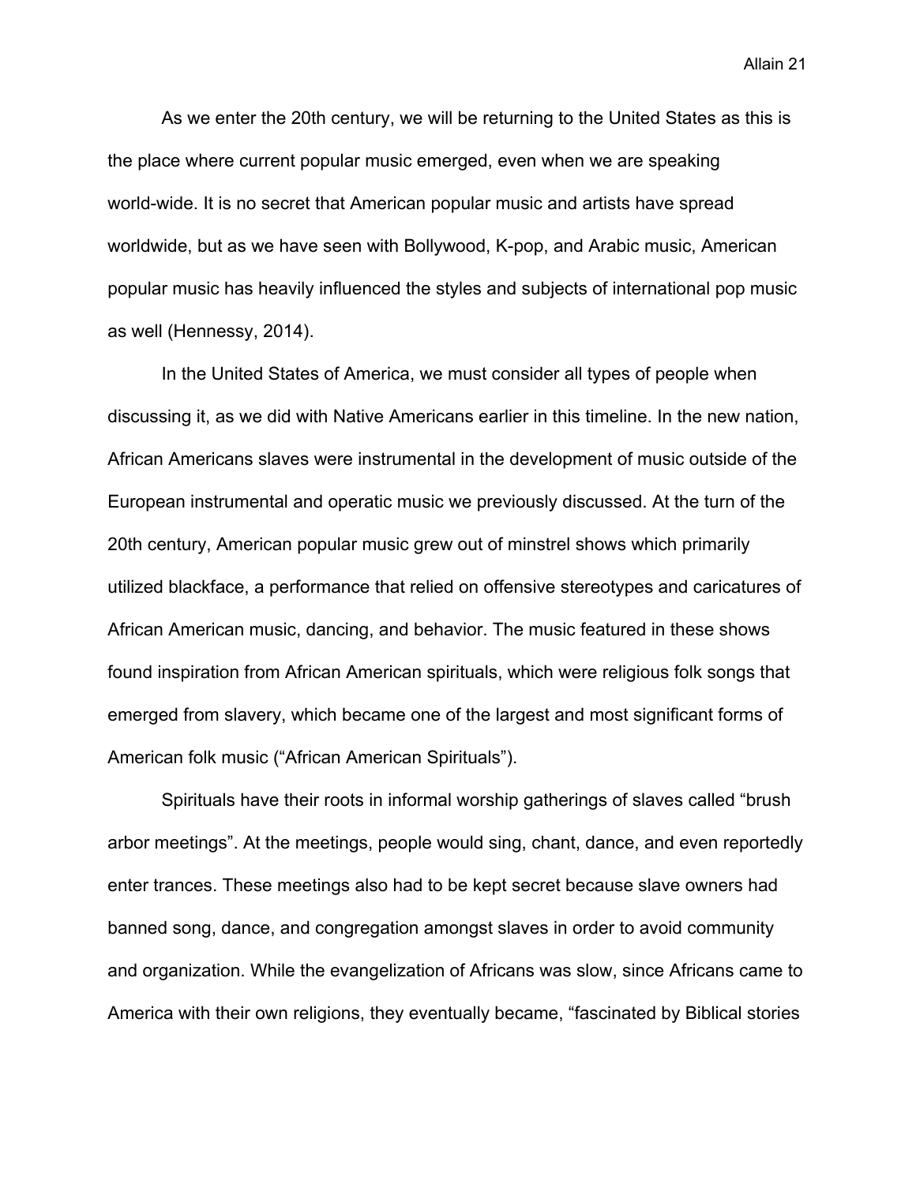As we enter the 20th century, we will be returning to the United States as this is the place where current popular music emerged, even when we are speaking world-wide. It is no secret that American popular music and artists have spread worldwide, but as we have seen with Bollywood, K-pop, and Arabic music, American popular music has heavily influenced the styles and subjects of international pop music as well (Hennessy, 2014).

In the United States of America, we must consider all types of people when discussing it, as we did with Native Americans earlier in this timeline. In the new nation, African Americans slaves were instrumental in the development of music outside of the European instrumental and operatic music we previously discussed. At the turn of the 20th century, American popular music grew out of minstrel shows which primarily utilized blackface, a performance that relied on offensive stereotypes and caricatures of African American music, dancing, and behavior. The music featured in these shows found inspiration from African American spirituals, which were religious folk songs that emerged from slavery, which became one of the largest and most significant forms of American folk music ("African American Spirituals").

Spirituals have their roots in informal worship gatherings of slaves called "brush arbor meetings". At the meetings, people would sing, chant, dance, and even reportedly enter trances. These meetings also had to be kept secret because slave owners had banned song, dance, and congregation amongst slaves in order to avoid community and organization. While the evangelization of Africans was slow, since Africans came to America with their own religions, they eventually became, "fascinated by Biblical stories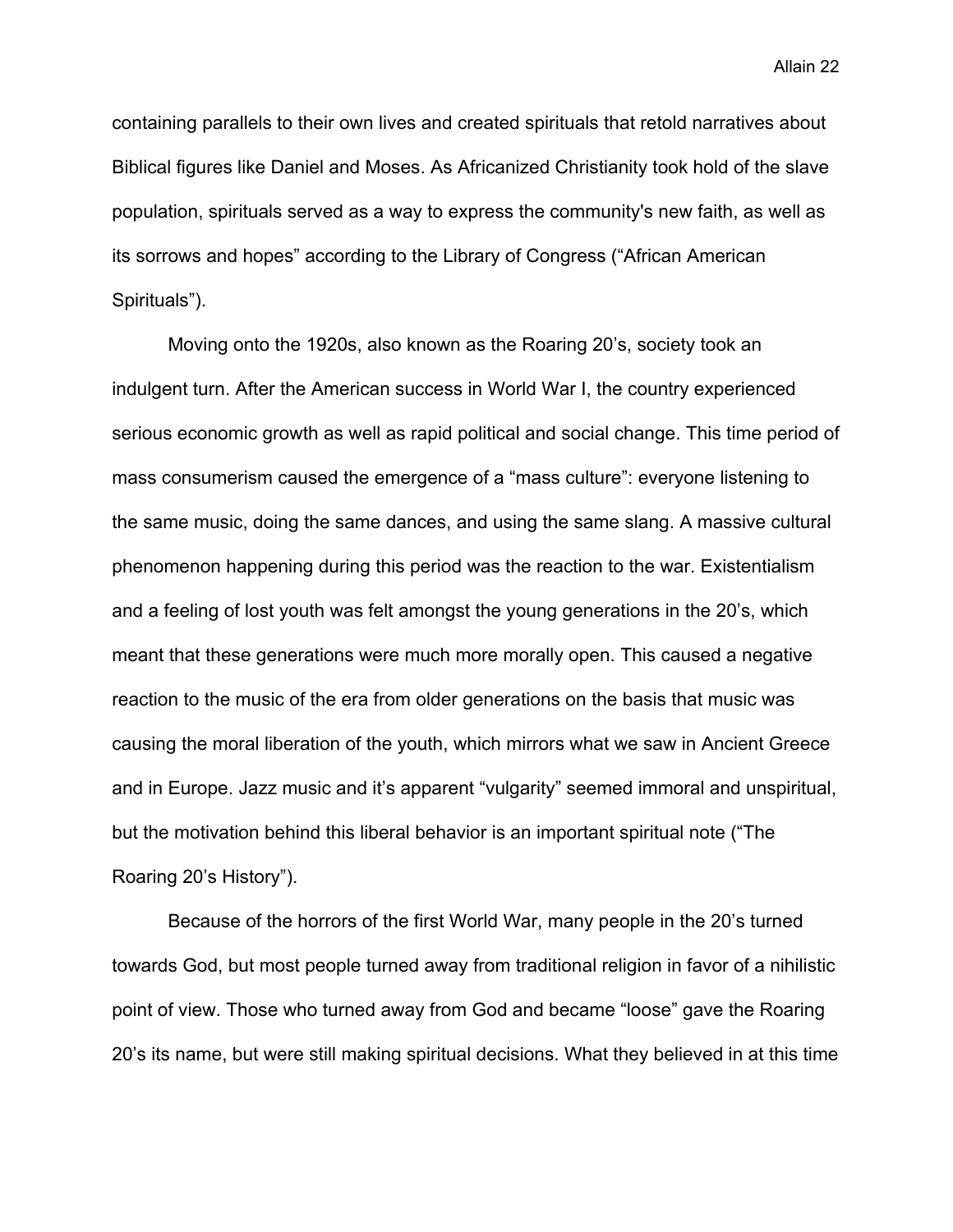containing parallels to their own lives and created spirituals that retold narratives about Biblical figures like Daniel and Moses. As Africanized Christianity took hold of the slave population, spirituals served as a way to express the community's new faith, as well as its sorrows and hopes" according to the Library of Congress ("African American Spirituals").

Moving onto the 1920s, also known as the Roaring 20's, society took an indulgent turn. After the American success in World War I, the country experienced serious economic growth as well as rapid political and social change. This time period of mass consumerism caused the emergence of a "mass culture": everyone listening to the same music, doing the same dances, and using the same slang. A massive cultural phenomenon happening during this period was the reaction to the war. Existentialism and a feeling of lost youth was felt amongst the young generations in the 20's, which meant that these generations were much more morally open. This caused a negative reaction to the music of the era from older generations on the basis that music was causing the moral liberation of the youth, which mirrors what we saw in Ancient Greece and in Europe. Jazz music and it's apparent "vulgarity" seemed immoral and unspiritual, but the motivation behind this liberal behavior is an important spiritual note ("The Roaring 20's History").

Because of the horrors of the first World War, many people in the 20's turned towards God, but most people turned away from traditional religion in favor of a nihilistic point of view. Those who turned away from God and became "loose" gave the Roaring 20's its name, but were still making spiritual decisions. What they believed in at this time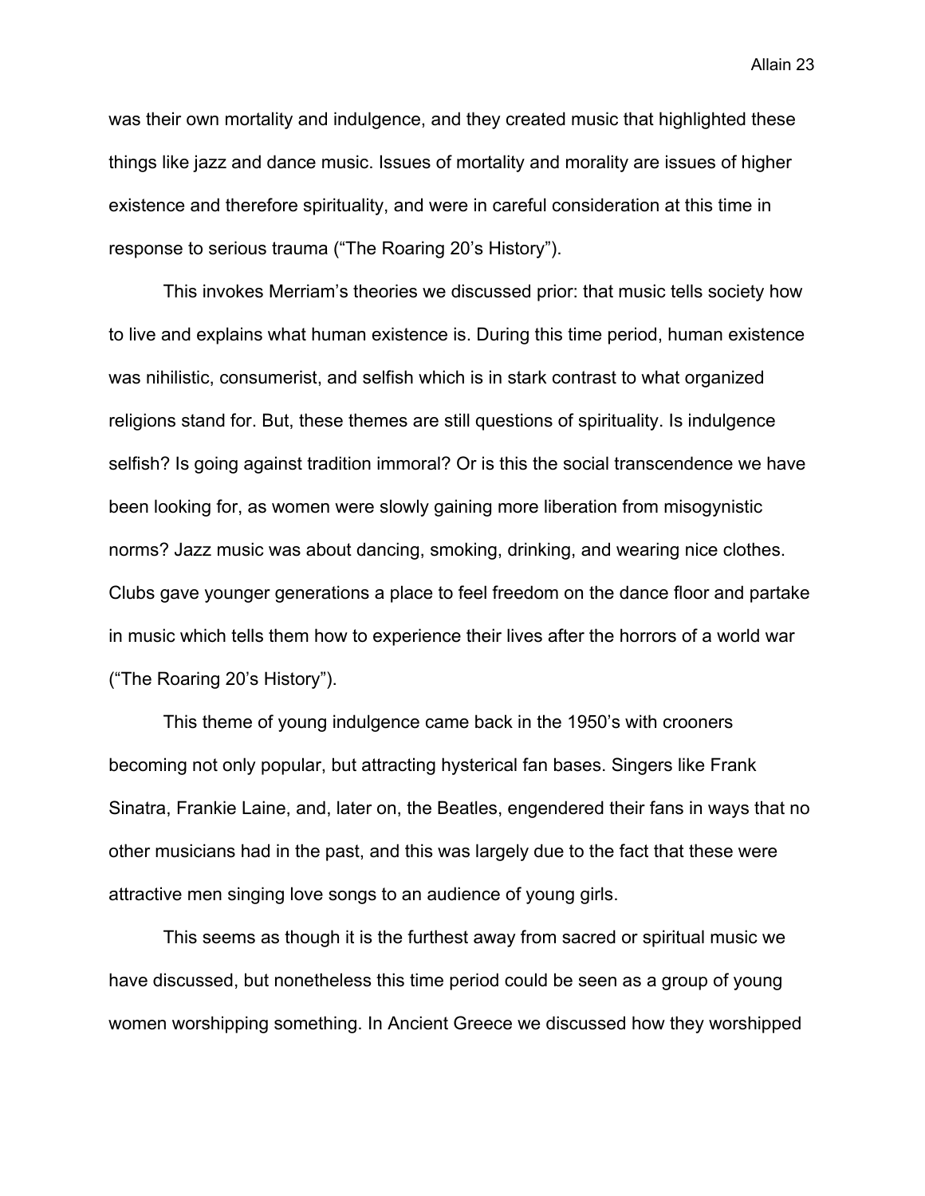was their own mortality and indulgence, and they created music that highlighted these things like jazz and dance music. Issues of mortality and morality are issues of higher existence and therefore spirituality, and were in careful consideration at this time in response to serious trauma (“The Roaring 20’s History”).

This invokes Merriam’s theories we discussed prior: that music tells society how to live and explains what human existence is. During this time period, human existence was nihilistic, consumerist, and selfish which is in stark contrast to what organized religions stand for. But, these themes are still questions of spirituality. Is indulgence selfish? Is going against tradition immoral? Or is this the social transcendence we have been looking for, as women were slowly gaining more liberation from misogynistic norms? Jazz music was about dancing, smoking, drinking, and wearing nice clothes. Clubs gave younger generations a place to feel freedom on the dance floor and partake in music which tells them how to experience their lives after the horrors of a world war (“The Roaring 20’s History”).

This theme of young indulgence came back in the 1950’s with crooners becoming not only popular, but attracting hysterical fan bases. Singers like Frank Sinatra, Frankie Laine, and, later on, the Beatles, engendered their fans in ways that no other musicians had in the past, and this was largely due to the fact that these were attractive men singing love songs to an audience of young girls.

This seems as though it is the furthest away from sacred or spiritual music we have discussed, but nonetheless this time period could be seen as a group of young women worshipping something. In Ancient Greece we discussed how they worshipped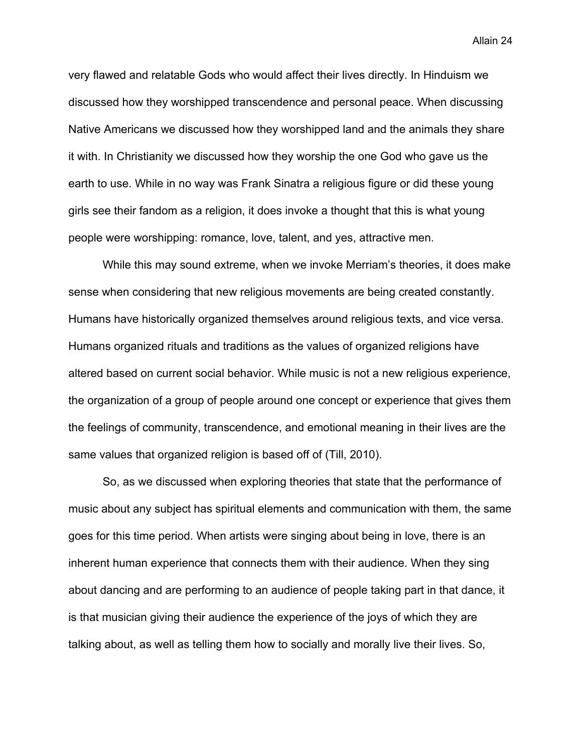very flawed and relatable Gods who would affect their lives directly. In Hinduism we discussed how they worshipped transcendence and personal peace. When discussing Native Americans we discussed how they worshipped land and the animals they share it with. In Christianity we discussed how they worship the one God who gave us the earth to use. While in no way was Frank Sinatra a religious figure or did these young girls see their fandom as a religion, it does invoke a thought that this is what young people were worshipping: romance, love, talent, and yes, attractive men.

While this may sound extreme, when we invoke Merriam's theories, it does make sense when considering that new religious movements are being created constantly. Humans have historically organized themselves around religious texts, and vice versa. Humans organized rituals and traditions as the values of organized religions have altered based on current social behavior. While music is not a new religious experience, the organization of a group of people around one concept or experience that gives them the feelings of community, transcendence, and emotional meaning in their lives are the same values that organized religion is based off of (Till, 2010).

So, as we discussed when exploring theories that state that the performance of music about any subject has spiritual elements and communication with them, the same goes for this time period. When artists were singing about being in love, there is an inherent human experience that connects them with their audience. When they sing about dancing and are performing to an audience of people taking part in that dance, it is that musician giving their audience the experience of the joys of which they are talking about, as well as telling them how to socially and morally live their lives. So,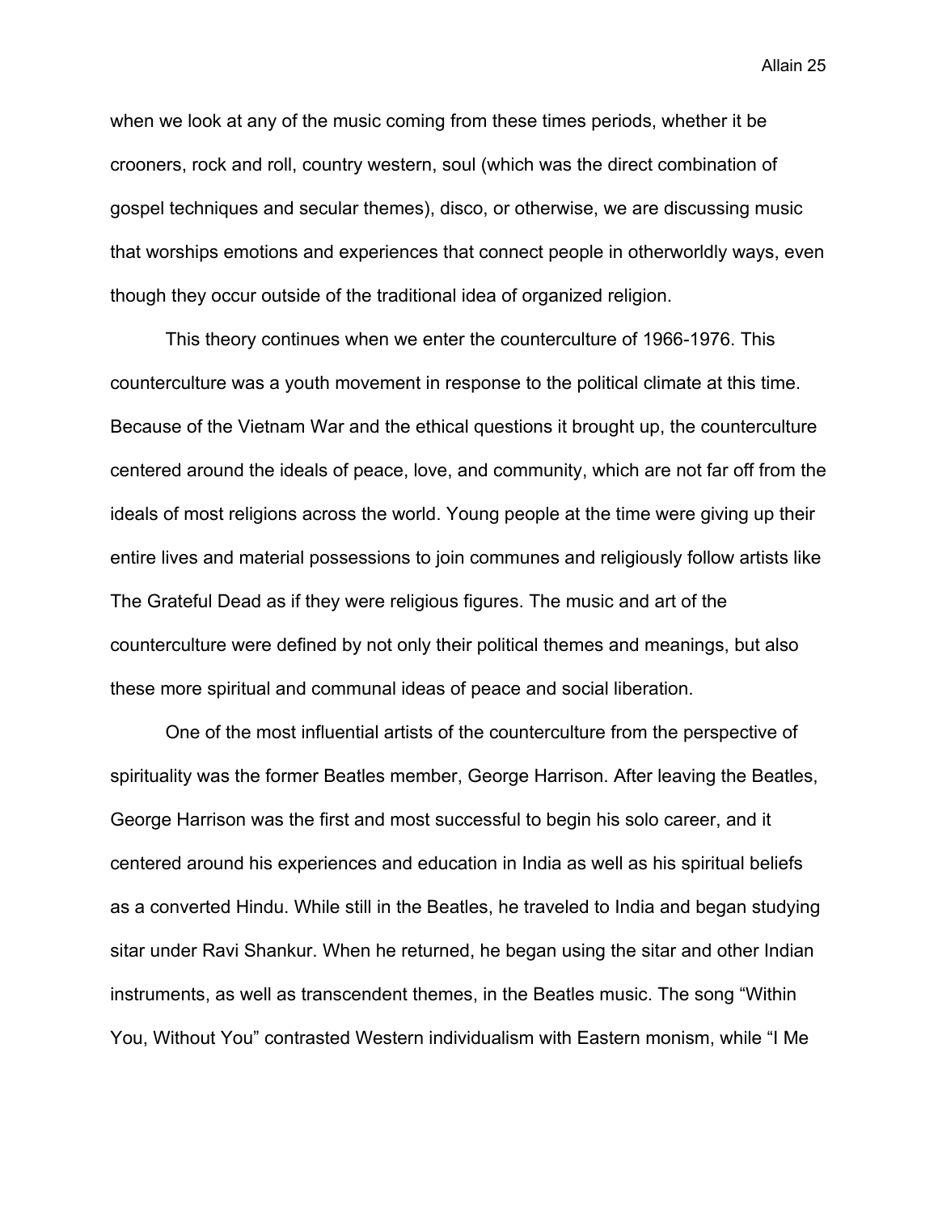when we look at any of the music coming from these times periods, whether it be crooners, rock and roll, country western, soul (which was the direct combination of gospel techniques and secular themes), disco, or otherwise, we are discussing music that worships emotions and experiences that connect people in otherworldly ways, even though they occur outside of the traditional idea of organized religion.

This theory continues when we enter the counterculture of 1966-1976. This counterculture was a youth movement in response to the political climate at this time. Because of the Vietnam War and the ethical questions it brought up, the counterculture centered around the ideals of peace, love, and community, which are not far off from the ideals of most religions across the world. Young people at the time were giving up their entire lives and material possessions to join communes and religiously follow artists like The Grateful Dead as if they were religious figures. The music and art of the counterculture were defined by not only their political themes and meanings, but also these more spiritual and communal ideas of peace and social liberation.

One of the most influential artists of the counterculture from the perspective of spirituality was the former Beatles member, George Harrison. After leaving the Beatles, George Harrison was the first and most successful to begin his solo career, and it centered around his experiences and education in India as well as his spiritual beliefs as a converted Hindu. While still in the Beatles, he traveled to India and began studying sitar under Ravi Shankur. When he returned, he began using the sitar and other Indian instruments, as well as transcendent themes, in the Beatles music. The song "Within You, Without You" contrasted Western individualism with Eastern monism, while "I Me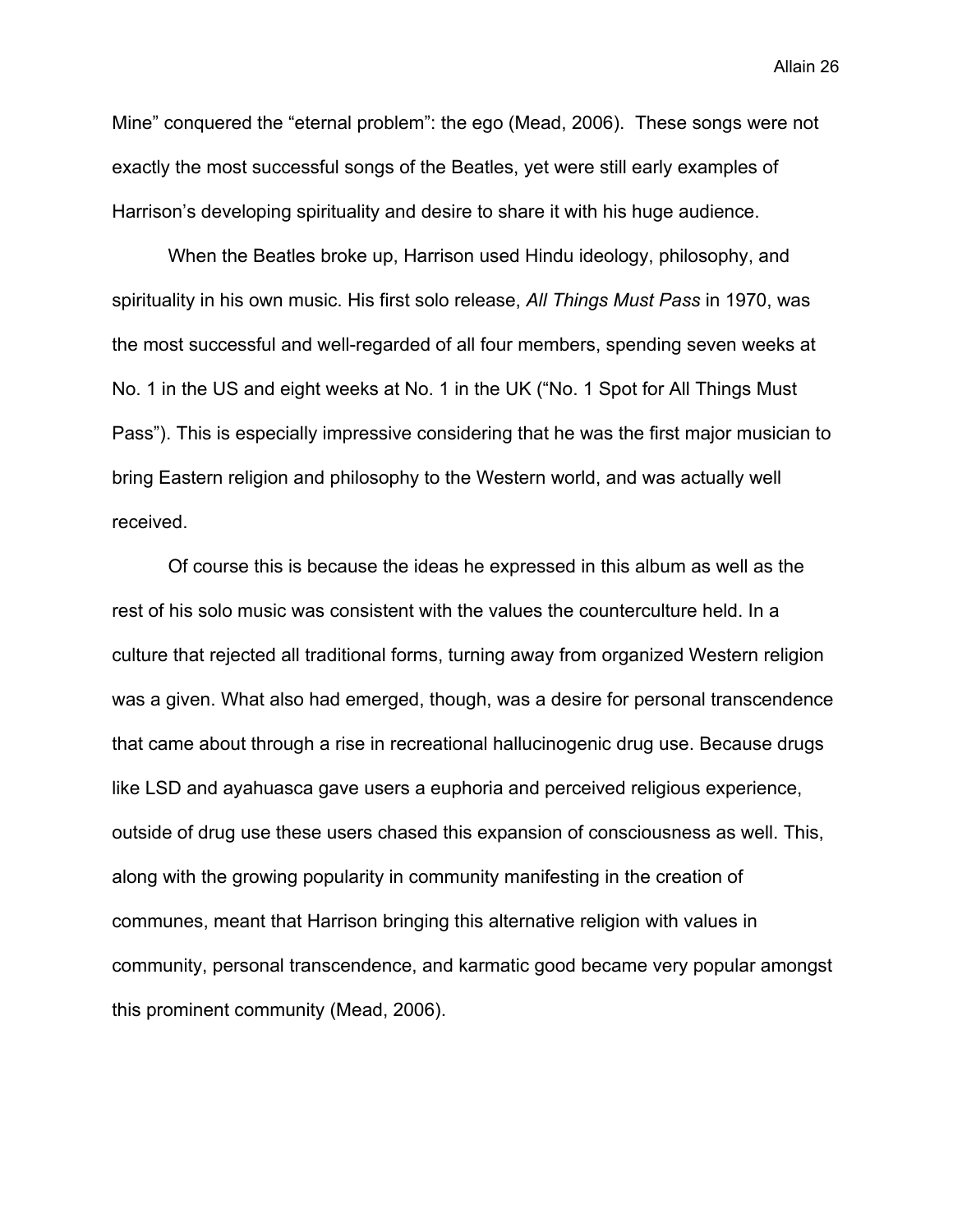Mine" conquered the "eternal problem": the ego (Mead, 2006). These songs were not exactly the most successful songs of the Beatles, yet were still early examples of Harrison's developing spirituality and desire to share it with his huge audience.

When the Beatles broke up, Harrison used Hindu ideology, philosophy, and spirituality in his own music. His first solo release, *All Things Must Pass* in 1970, was the most successful and well-regarded of all four members, spending seven weeks at No. 1 in the US and eight weeks at No. 1 in the UK ("No. 1 Spot for All Things Must Pass"). This is especially impressive considering that he was the first major musician to bring Eastern religion and philosophy to the Western world, and was actually well received.

Of course this is because the ideas he expressed in this album as well as the rest of his solo music was consistent with the values the counterculture held. In a culture that rejected all traditional forms, turning away from organized Western religion was a given. What also had emerged, though, was a desire for personal transcendence that came about through a rise in recreational hallucinogenic drug use. Because drugs like LSD and ayahuasca gave users a euphoria and perceived religious experience, outside of drug use these users chased this expansion of consciousness as well. This, along with the growing popularity in community manifesting in the creation of communes, meant that Harrison bringing this alternative religion with values in community, personal transcendence, and karmatic good became very popular amongst this prominent community (Mead, 2006).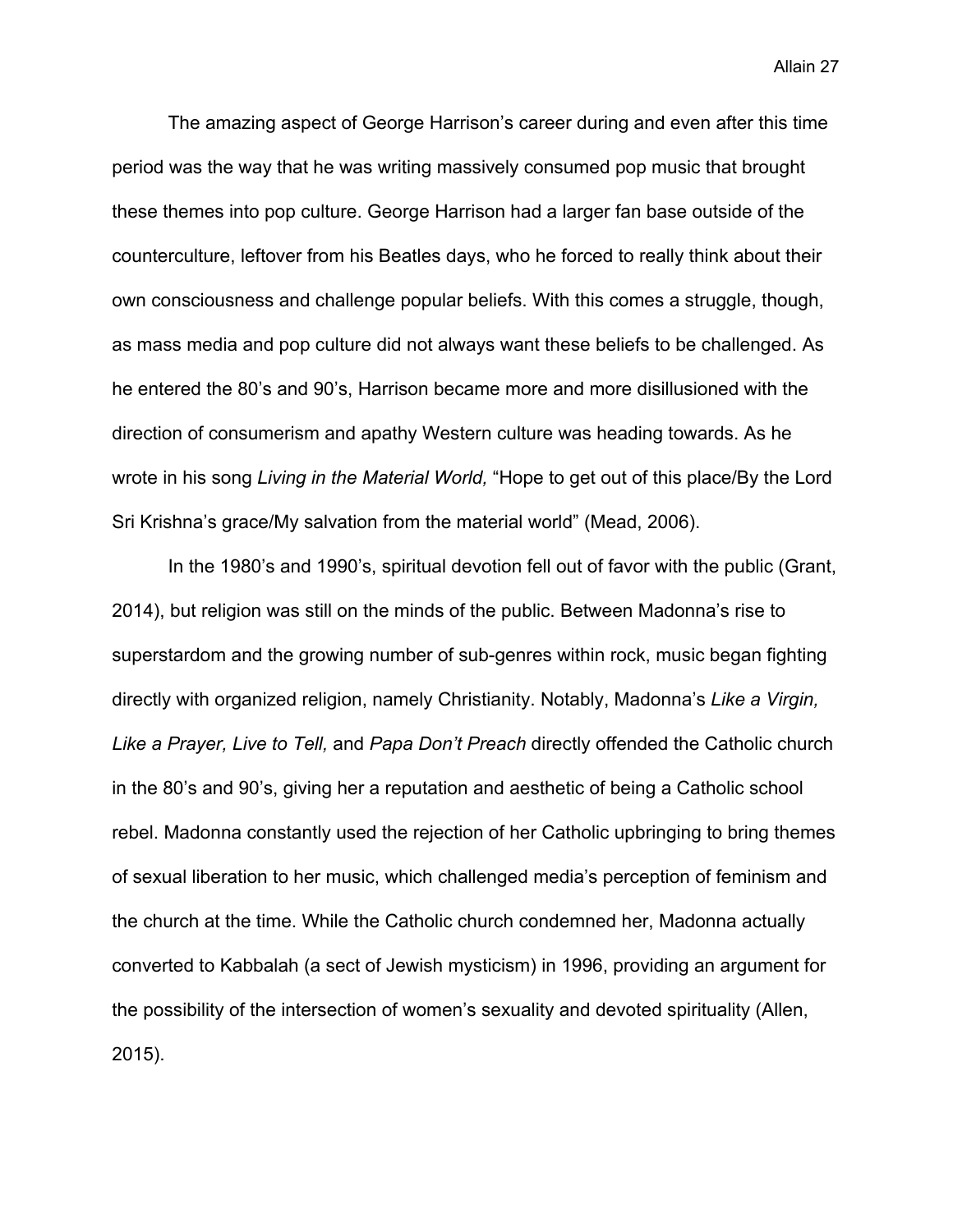The amazing aspect of George Harrison's career during and even after this time period was the way that he was writing massively consumed pop music that brought these themes into pop culture. George Harrison had a larger fan base outside of the counterculture, leftover from his Beatles days, who he forced to really think about their own consciousness and challenge popular beliefs. With this comes a struggle, though, as mass media and pop culture did not always want these beliefs to be challenged. As he entered the 80's and 90's, Harrison became more and more disillusioned with the direction of consumerism and apathy Western culture was heading towards. As he wrote in his song *Living in the Material World,* "Hope to get out of this place/By the Lord Sri Krishna's grace/My salvation from the material world" (Mead, 2006).

In the 1980's and 1990's, spiritual devotion fell out of favor with the public (Grant, 2014), but religion was still on the minds of the public. Between Madonna's rise to superstardom and the growing number of sub-genres within rock, music began fighting directly with organized religion, namely Christianity. Notably, Madonna's *Like a Virgin, Like a Prayer, Live to Tell,* and *Papa Don't Preach* directly offended the Catholic church in the 80's and 90's, giving her a reputation and aesthetic of being a Catholic school rebel. Madonna constantly used the rejection of her Catholic upbringing to bring themes of sexual liberation to her music, which challenged media's perception of feminism and the church at the time. While the Catholic church condemned her, Madonna actually converted to Kabbalah (a sect of Jewish mysticism) in 1996, providing an argument for the possibility of the intersection of women's sexuality and devoted spirituality (Allen, 2015).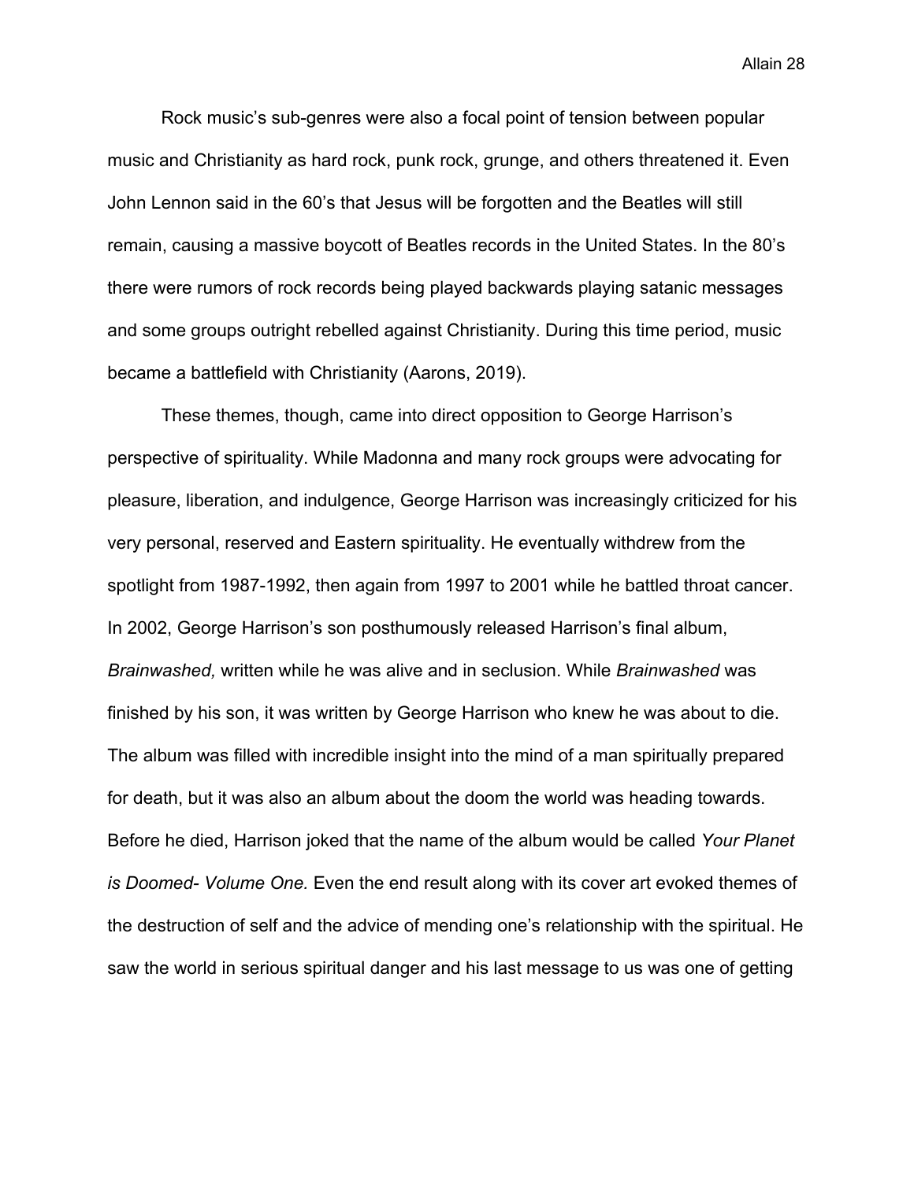Rock music's sub-genres were also a focal point of tension between popular music and Christianity as hard rock, punk rock, grunge, and others threatened it. Even John Lennon said in the 60's that Jesus will be forgotten and the Beatles will still remain, causing a massive boycott of Beatles records in the United States. In the 80's there were rumors of rock records being played backwards playing satanic messages and some groups outright rebelled against Christianity. During this time period, music became a battlefield with Christianity (Aarons, 2019).

These themes, though, came into direct opposition to George Harrison's perspective of spirituality. While Madonna and many rock groups were advocating for pleasure, liberation, and indulgence, George Harrison was increasingly criticized for his very personal, reserved and Eastern spirituality. He eventually withdrew from the spotlight from 1987-1992, then again from 1997 to 2001 while he battled throat cancer. In 2002, George Harrison's son posthumously released Harrison's final album, *Brainwashed,* written while he was alive and in seclusion. While *Brainwashed* was finished by his son, it was written by George Harrison who knew he was about to die. The album was filled with incredible insight into the mind of a man spiritually prepared for death, but it was also an album about the doom the world was heading towards. Before he died, Harrison joked that the name of the album would be called *Your Planet is Doomed- Volume One.* Even the end result along with its cover art evoked themes of the destruction of self and the advice of mending one's relationship with the spiritual. He saw the world in serious spiritual danger and his last message to us was one of getting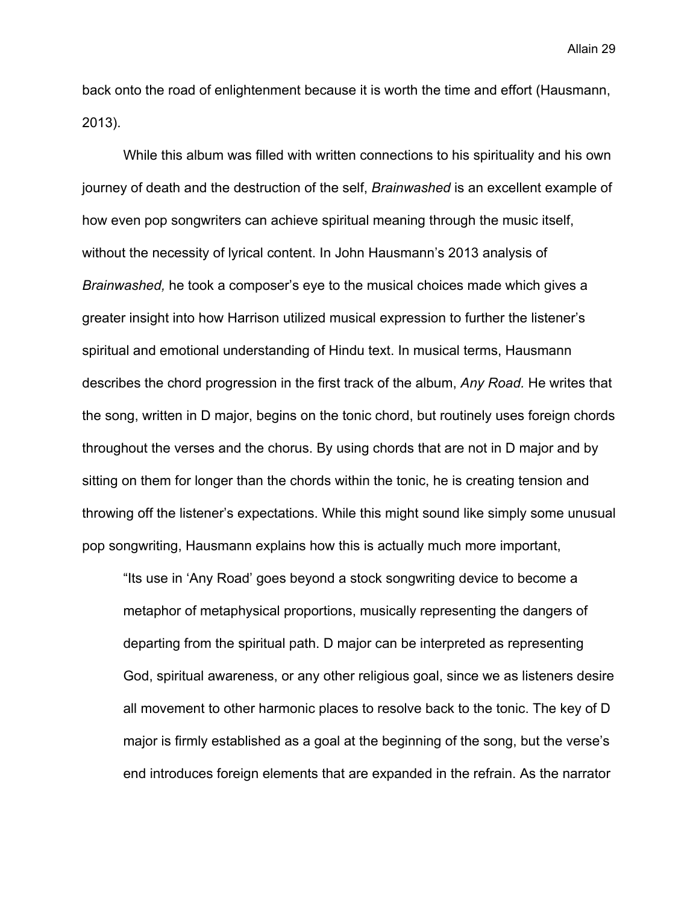back onto the road of enlightenment because it is worth the time and effort (Hausmann, 2013).

While this album was filled with written connections to his spirituality and his own journey of death and the destruction of the self, *Brainwashed* is an excellent example of how even pop songwriters can achieve spiritual meaning through the music itself, without the necessity of lyrical content. In John Hausmann's 2013 analysis of *Brainwashed,* he took a composer's eye to the musical choices made which gives a greater insight into how Harrison utilized musical expression to further the listener's spiritual and emotional understanding of Hindu text. In musical terms, Hausmann describes the chord progression in the first track of the album, *Any Road.* He writes that the song, written in D major, begins on the tonic chord, but routinely uses foreign chords throughout the verses and the chorus. By using chords that are not in D major and by sitting on them for longer than the chords within the tonic, he is creating tension and throwing off the listener's expectations. While this might sound like simply some unusual pop songwriting, Hausmann explains how this is actually much more important,

> "Its use in 'Any Road' goes beyond a stock songwriting device to become a metaphor of metaphysical proportions, musically representing the dangers of departing from the spiritual path. D major can be interpreted as representing God, spiritual awareness, or any other religious goal, since we as listeners desire all movement to other harmonic places to resolve back to the tonic. The key of D major is firmly established as a goal at the beginning of the song, but the verse's end introduces foreign elements that are expanded in the refrain. As the narrator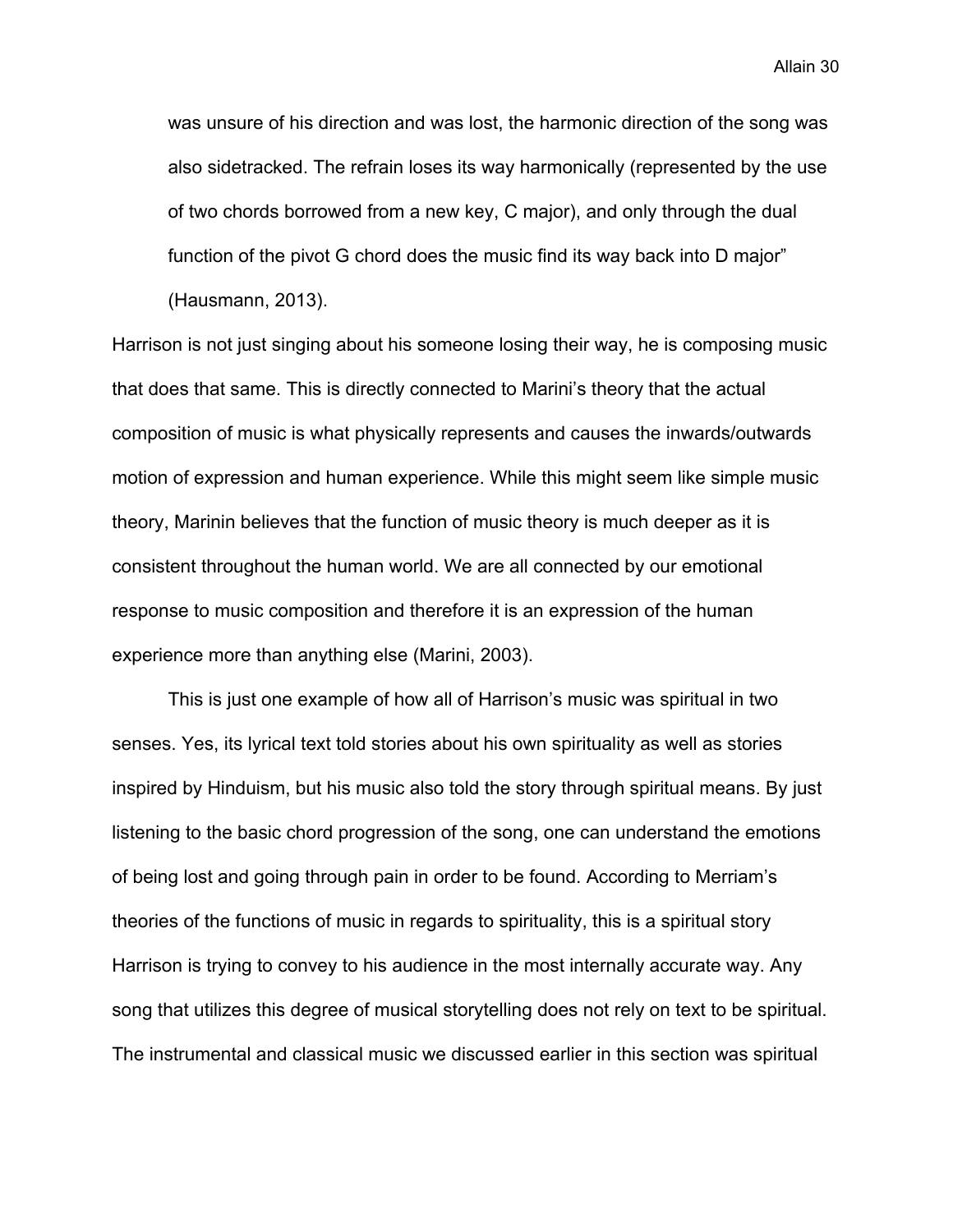> was unsure of his direction and was lost, the harmonic direction of the song was also sidetracked. The refrain loses its way harmonically (represented by the use of two chords borrowed from a new key, C major), and only through the dual function of the pivot G chord does the music find its way back into D major" (Hausmann, 2013).

Harrison is not just singing about his someone losing their way, he is composing music that does that same. This is directly connected to Marini's theory that the actual composition of music is what physically represents and causes the inwards/outwards motion of expression and human experience. While this might seem like simple music theory, Marinin believes that the function of music theory is much deeper as it is consistent throughout the human world. We are all connected by our emotional response to music composition and therefore it is an expression of the human experience more than anything else (Marini, 2003).

This is just one example of how all of Harrison's music was spiritual in two senses. Yes, its lyrical text told stories about his own spirituality as well as stories inspired by Hinduism, but his music also told the story through spiritual means. By just listening to the basic chord progression of the song, one can understand the emotions of being lost and going through pain in order to be found. According to Merriam's theories of the functions of music in regards to spirituality, this is a spiritual story Harrison is trying to convey to his audience in the most internally accurate way. Any song that utilizes this degree of musical storytelling does not rely on text to be spiritual. The instrumental and classical music we discussed earlier in this section was spiritual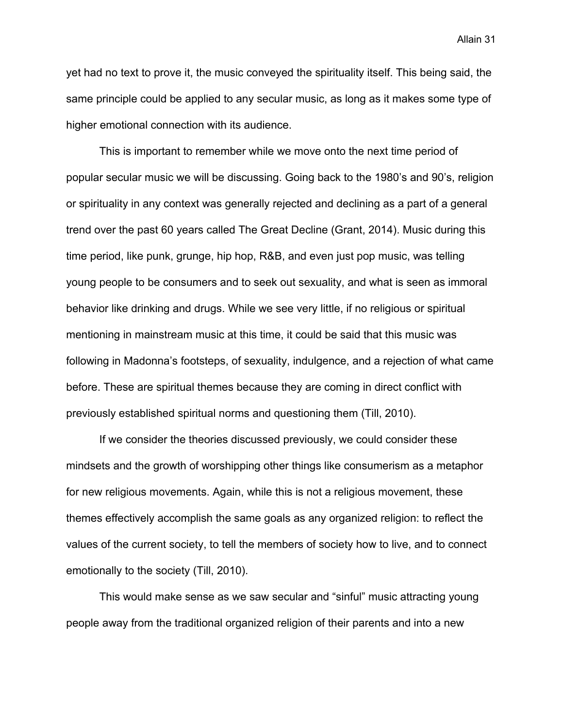yet had no text to prove it, the music conveyed the spirituality itself. This being said, the same principle could be applied to any secular music, as long as it makes some type of higher emotional connection with its audience.

This is important to remember while we move onto the next time period of popular secular music we will be discussing. Going back to the 1980's and 90's, religion or spirituality in any context was generally rejected and declining as a part of a general trend over the past 60 years called The Great Decline (Grant, 2014). Music during this time period, like punk, grunge, hip hop, R&B, and even just pop music, was telling young people to be consumers and to seek out sexuality, and what is seen as immoral behavior like drinking and drugs. While we see very little, if no religious or spiritual mentioning in mainstream music at this time, it could be said that this music was following in Madonna's footsteps, of sexuality, indulgence, and a rejection of what came before. These are spiritual themes because they are coming in direct conflict with previously established spiritual norms and questioning them (Till, 2010).

If we consider the theories discussed previously, we could consider these mindsets and the growth of worshipping other things like consumerism as a metaphor for new religious movements. Again, while this is not a religious movement, these themes effectively accomplish the same goals as any organized religion: to reflect the values of the current society, to tell the members of society how to live, and to connect emotionally to the society (Till, 2010).

This would make sense as we saw secular and "sinful" music attracting young people away from the traditional organized religion of their parents and into a new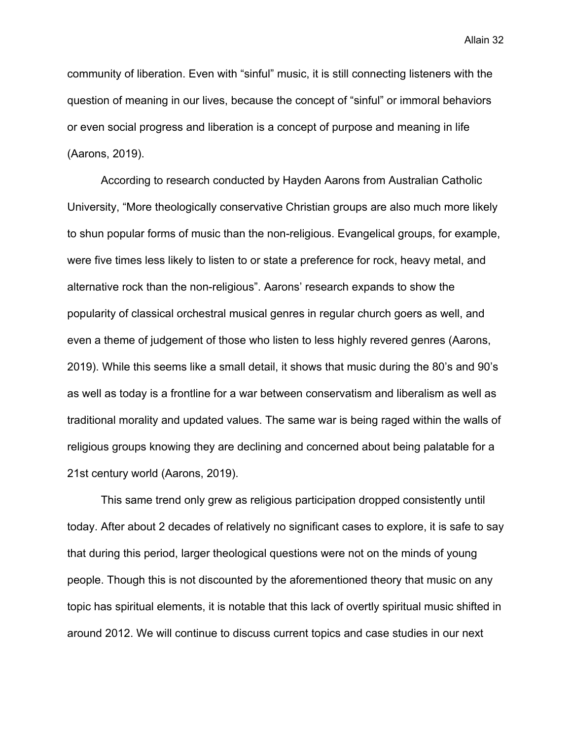community of liberation. Even with “sinful” music, it is still connecting listeners with the question of meaning in our lives, because the concept of “sinful” or immoral behaviors or even social progress and liberation is a concept of purpose and meaning in life (Aarons, 2019).

According to research conducted by Hayden Aarons from Australian Catholic University, “More theologically conservative Christian groups are also much more likely to shun popular forms of music than the non-religious. Evangelical groups, for example, were five times less likely to listen to or state a preference for rock, heavy metal, and alternative rock than the non-religious”. Aarons’ research expands to show the popularity of classical orchestral musical genres in regular church goers as well, and even a theme of judgement of those who listen to less highly revered genres (Aarons, 2019). While this seems like a small detail, it shows that music during the 80’s and 90’s as well as today is a frontline for a war between conservatism and liberalism as well as traditional morality and updated values. The same war is being raged within the walls of religious groups knowing they are declining and concerned about being palatable for a 21st century world (Aarons, 2019).

This same trend only grew as religious participation dropped consistently until today. After about 2 decades of relatively no significant cases to explore, it is safe to say that during this period, larger theological questions were not on the minds of young people. Though this is not discounted by the aforementioned theory that music on any topic has spiritual elements, it is notable that this lack of overtly spiritual music shifted in around 2012. We will continue to discuss current topics and case studies in our next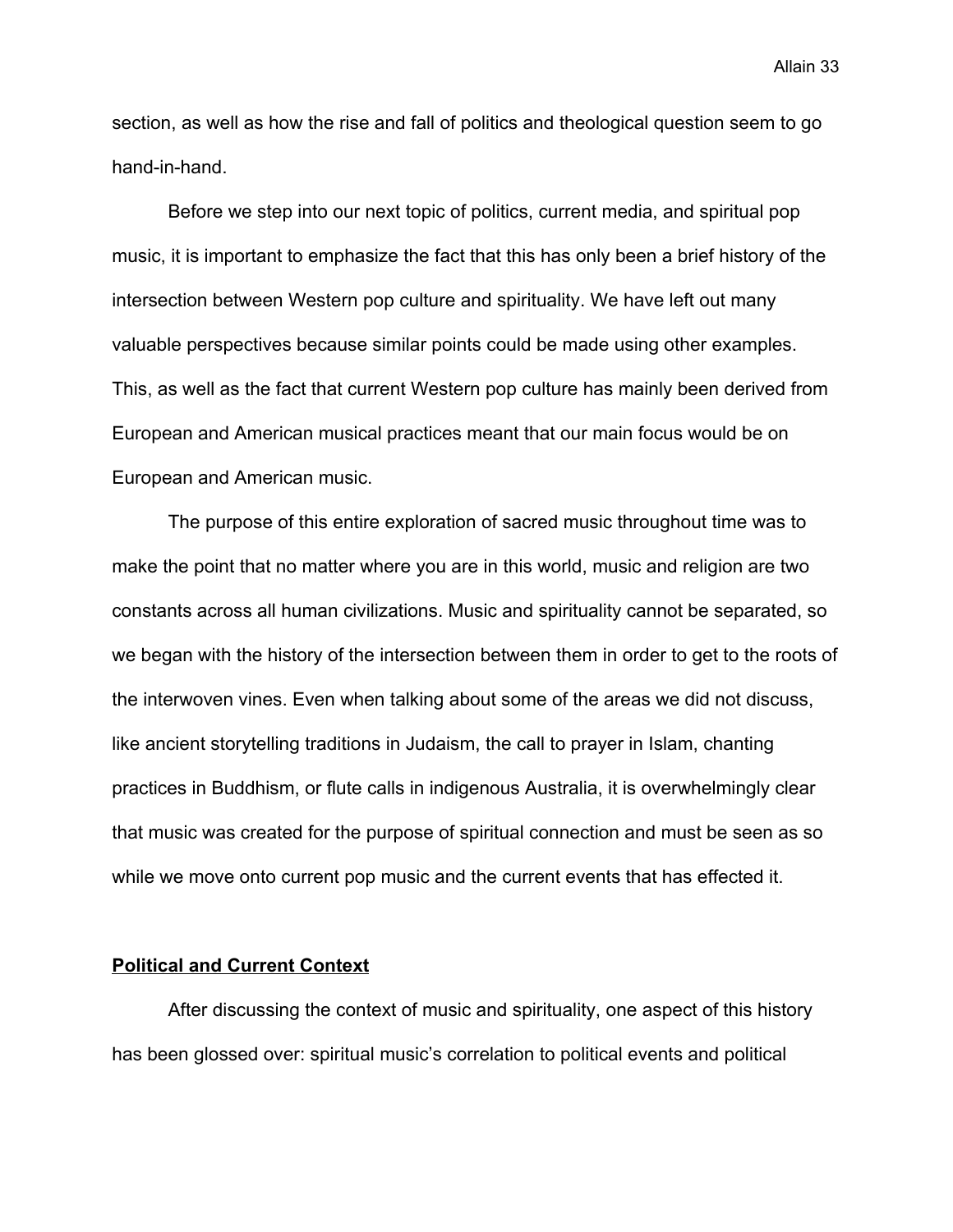section, as well as how the rise and fall of politics and theological question seem to go hand-in-hand.

Before we step into our next topic of politics, current media, and spiritual pop music, it is important to emphasize the fact that this has only been a brief history of the intersection between Western pop culture and spirituality. We have left out many valuable perspectives because similar points could be made using other examples. This, as well as the fact that current Western pop culture has mainly been derived from European and American musical practices meant that our main focus would be on European and American music.

The purpose of this entire exploration of sacred music throughout time was to make the point that no matter where you are in this world, music and religion are two constants across all human civilizations. Music and spirituality cannot be separated, so we began with the history of the intersection between them in order to get to the roots of the interwoven vines. Even when talking about some of the areas we did not discuss, like ancient storytelling traditions in Judaism, the call to prayer in Islam, chanting practices in Buddhism, or flute calls in indigenous Australia, it is overwhelmingly clear that music was created for the purpose of spiritual connection and must be seen as so while we move onto current pop music and the current events that has effected it.

## **Political and Current Context**

After discussing the context of music and spirituality, one aspect of this history has been glossed over: spiritual music's correlation to political events and political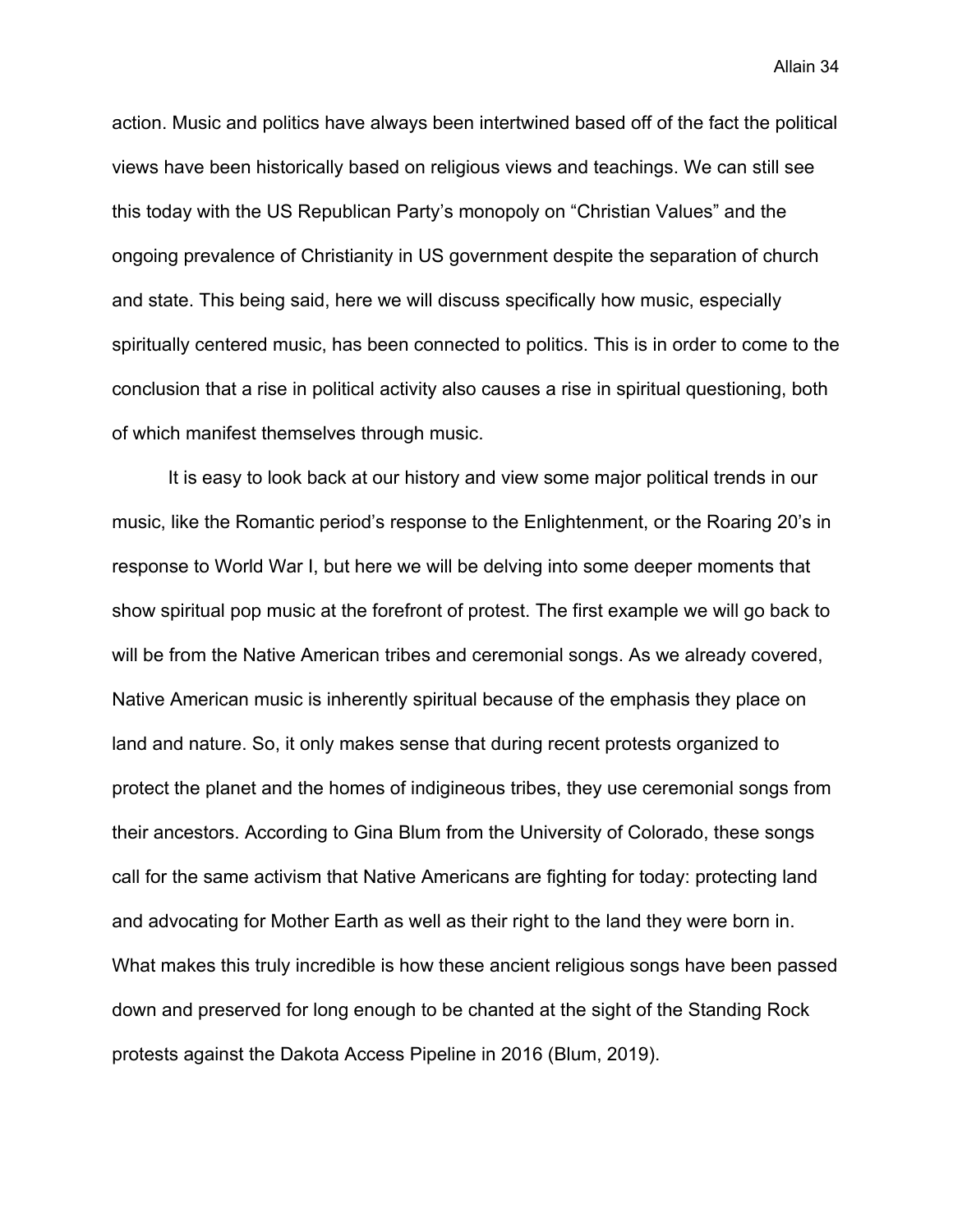action. Music and politics have always been intertwined based off of the fact the political views have been historically based on religious views and teachings. We can still see this today with the US Republican Party's monopoly on "Christian Values" and the ongoing prevalence of Christianity in US government despite the separation of church and state. This being said, here we will discuss specifically how music, especially spiritually centered music, has been connected to politics. This is in order to come to the conclusion that a rise in political activity also causes a rise in spiritual questioning, both of which manifest themselves through music.

It is easy to look back at our history and view some major political trends in our music, like the Romantic period's response to the Enlightenment, or the Roaring 20's in response to World War I, but here we will be delving into some deeper moments that show spiritual pop music at the forefront of protest. The first example we will go back to will be from the Native American tribes and ceremonial songs. As we already covered, Native American music is inherently spiritual because of the emphasis they place on land and nature. So, it only makes sense that during recent protests organized to protect the planet and the homes of indigineous tribes, they use ceremonial songs from their ancestors. According to Gina Blum from the University of Colorado, these songs call for the same activism that Native Americans are fighting for today: protecting land and advocating for Mother Earth as well as their right to the land they were born in. What makes this truly incredible is how these ancient religious songs have been passed down and preserved for long enough to be chanted at the sight of the Standing Rock protests against the Dakota Access Pipeline in 2016 (Blum, 2019).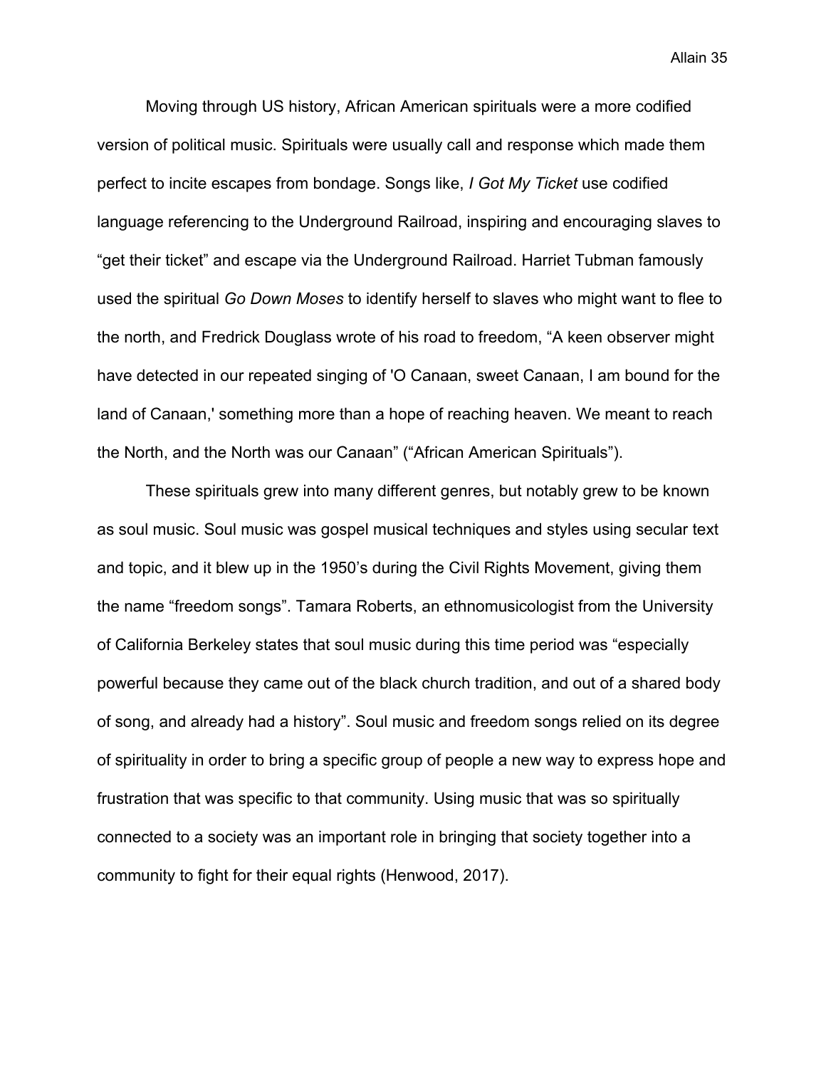Moving through US history, African American spirituals were a more codified version of political music. Spirituals were usually call and response which made them perfect to incite escapes from bondage. Songs like, *I Got My Ticket* use codified language referencing to the Underground Railroad, inspiring and encouraging slaves to "get their ticket" and escape via the Underground Railroad. Harriet Tubman famously used the spiritual *Go Down Moses* to identify herself to slaves who might want to flee to the north, and Fredrick Douglass wrote of his road to freedom, "A keen observer might have detected in our repeated singing of 'O Canaan, sweet Canaan, I am bound for the land of Canaan,' something more than a hope of reaching heaven. We meant to reach the North, and the North was our Canaan" ("African American Spirituals").

These spirituals grew into many different genres, but notably grew to be known as soul music. Soul music was gospel musical techniques and styles using secular text and topic, and it blew up in the 1950's during the Civil Rights Movement, giving them the name "freedom songs". Tamara Roberts, an ethnomusicologist from the University of California Berkeley states that soul music during this time period was "especially powerful because they came out of the black church tradition, and out of a shared body of song, and already had a history". Soul music and freedom songs relied on its degree of spirituality in order to bring a specific group of people a new way to express hope and frustration that was specific to that community. Using music that was so spiritually connected to a society was an important role in bringing that society together into a community to fight for their equal rights (Henwood, 2017).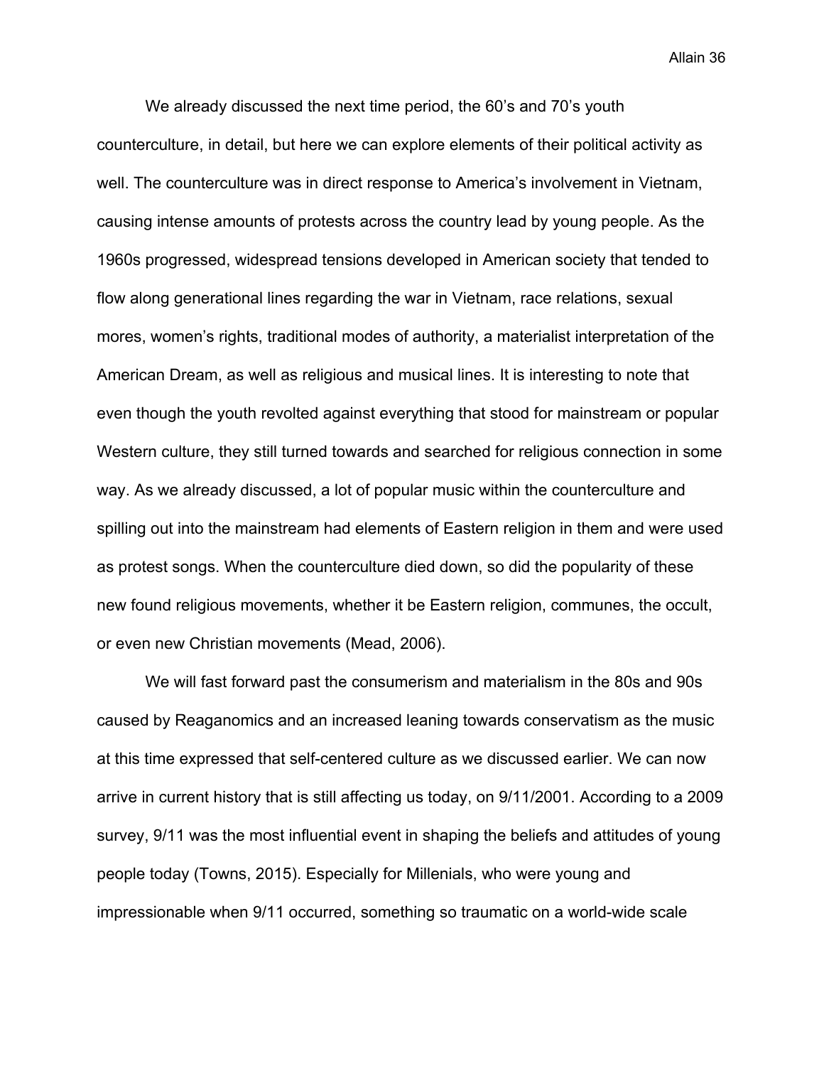We already discussed the next time period, the 60's and 70's youth counterculture, in detail, but here we can explore elements of their political activity as well. The counterculture was in direct response to America's involvement in Vietnam, causing intense amounts of protests across the country lead by young people. As the 1960s progressed, widespread tensions developed in American society that tended to flow along generational lines regarding the war in Vietnam, race relations, sexual mores, women's rights, traditional modes of authority, a materialist interpretation of the American Dream, as well as religious and musical lines. It is interesting to note that even though the youth revolted against everything that stood for mainstream or popular Western culture, they still turned towards and searched for religious connection in some way. As we already discussed, a lot of popular music within the counterculture and spilling out into the mainstream had elements of Eastern religion in them and were used as protest songs. When the counterculture died down, so did the popularity of these new found religious movements, whether it be Eastern religion, communes, the occult, or even new Christian movements (Mead, 2006).

We will fast forward past the consumerism and materialism in the 80s and 90s caused by Reaganomics and an increased leaning towards conservatism as the music at this time expressed that self-centered culture as we discussed earlier. We can now arrive in current history that is still affecting us today, on 9/11/2001. According to a 2009 survey, 9/11 was the most influential event in shaping the beliefs and attitudes of young people today (Towns, 2015). Especially for Millenials, who were young and impressionable when 9/11 occurred, something so traumatic on a world-wide scale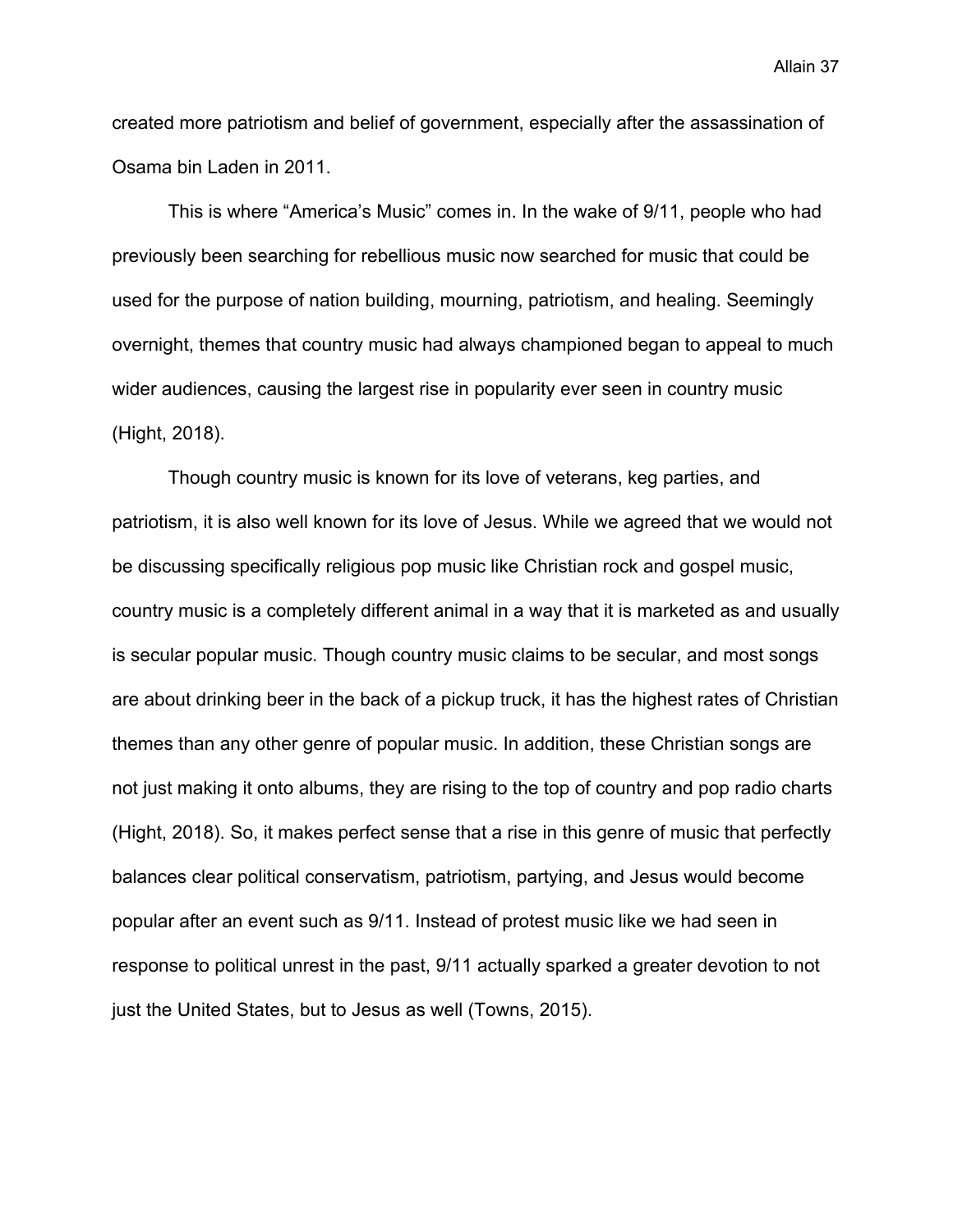created more patriotism and belief of government, especially after the assassination of Osama bin Laden in 2011.

This is where “America’s Music” comes in. In the wake of 9/11, people who had previously been searching for rebellious music now searched for music that could be used for the purpose of nation building, mourning, patriotism, and healing. Seemingly overnight, themes that country music had always championed began to appeal to much wider audiences, causing the largest rise in popularity ever seen in country music (Hight, 2018).

Though country music is known for its love of veterans, keg parties, and patriotism, it is also well known for its love of Jesus. While we agreed that we would not be discussing specifically religious pop music like Christian rock and gospel music, country music is a completely different animal in a way that it is marketed as and usually is secular popular music. Though country music claims to be secular, and most songs are about drinking beer in the back of a pickup truck, it has the highest rates of Christian themes than any other genre of popular music. In addition, these Christian songs are not just making it onto albums, they are rising to the top of country and pop radio charts (Hight, 2018). So, it makes perfect sense that a rise in this genre of music that perfectly balances clear political conservatism, patriotism, partying, and Jesus would become popular after an event such as 9/11. Instead of protest music like we had seen in response to political unrest in the past, 9/11 actually sparked a greater devotion to not just the United States, but to Jesus as well (Towns, 2015).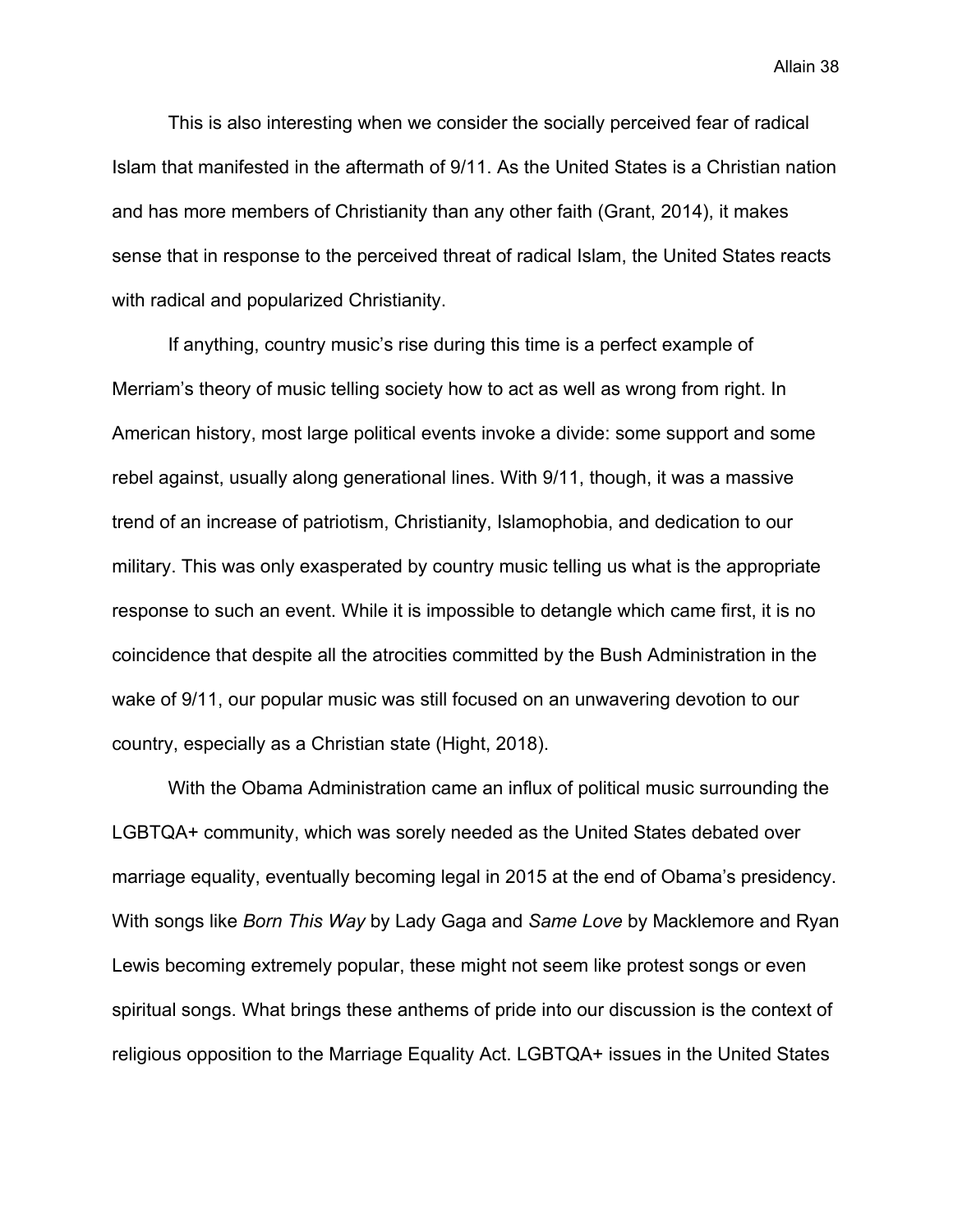This is also interesting when we consider the socially perceived fear of radical Islam that manifested in the aftermath of 9/11. As the United States is a Christian nation and has more members of Christianity than any other faith (Grant, 2014), it makes sense that in response to the perceived threat of radical Islam, the United States reacts with radical and popularized Christianity.

If anything, country music's rise during this time is a perfect example of Merriam's theory of music telling society how to act as well as wrong from right. In American history, most large political events invoke a divide: some support and some rebel against, usually along generational lines. With 9/11, though, it was a massive trend of an increase of patriotism, Christianity, Islamophobia, and dedication to our military. This was only exasperated by country music telling us what is the appropriate response to such an event. While it is impossible to detangle which came first, it is no coincidence that despite all the atrocities committed by the Bush Administration in the wake of 9/11, our popular music was still focused on an unwavering devotion to our country, especially as a Christian state (Hight, 2018).

With the Obama Administration came an influx of political music surrounding the LGBTQA+ community, which was sorely needed as the United States debated over marriage equality, eventually becoming legal in 2015 at the end of Obama's presidency. With songs like *Born This Way* by Lady Gaga and *Same Love* by Macklemore and Ryan Lewis becoming extremely popular, these might not seem like protest songs or even spiritual songs. What brings these anthems of pride into our discussion is the context of religious opposition to the Marriage Equality Act. LGBTQA+ issues in the United States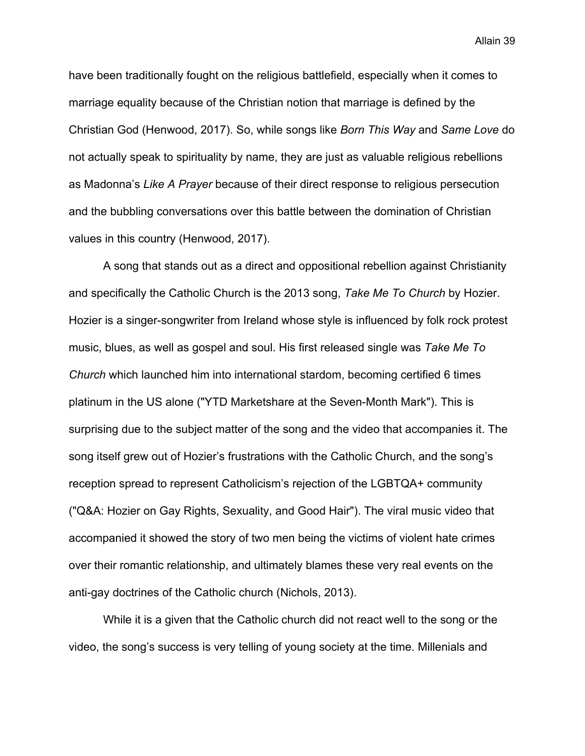have been traditionally fought on the religious battlefield, especially when it comes to marriage equality because of the Christian notion that marriage is defined by the Christian God (Henwood, 2017). So, while songs like *Born This Way* and *Same Love* do not actually speak to spirituality by name, they are just as valuable religious rebellions as Madonna's *Like A Prayer* because of their direct response to religious persecution and the bubbling conversations over this battle between the domination of Christian values in this country (Henwood, 2017).

A song that stands out as a direct and oppositional rebellion against Christianity and specifically the Catholic Church is the 2013 song, *Take Me To Church* by Hozier. Hozier is a singer-songwriter from Ireland whose style is influenced by folk rock protest music, blues, as well as gospel and soul. His first released single was *Take Me To Church* which launched him into international stardom, becoming certified 6 times platinum in the US alone ("YTD Marketshare at the Seven-Month Mark"). This is surprising due to the subject matter of the song and the video that accompanies it. The song itself grew out of Hozier's frustrations with the Catholic Church, and the song's reception spread to represent Catholicism's rejection of the LGBTQA+ community ("Q&A: Hozier on Gay Rights, Sexuality, and Good Hair"). The viral music video that accompanied it showed the story of two men being the victims of violent hate crimes over their romantic relationship, and ultimately blames these very real events on the anti-gay doctrines of the Catholic church (Nichols, 2013).

While it is a given that the Catholic church did not react well to the song or the video, the song's success is very telling of young society at the time. Millenials and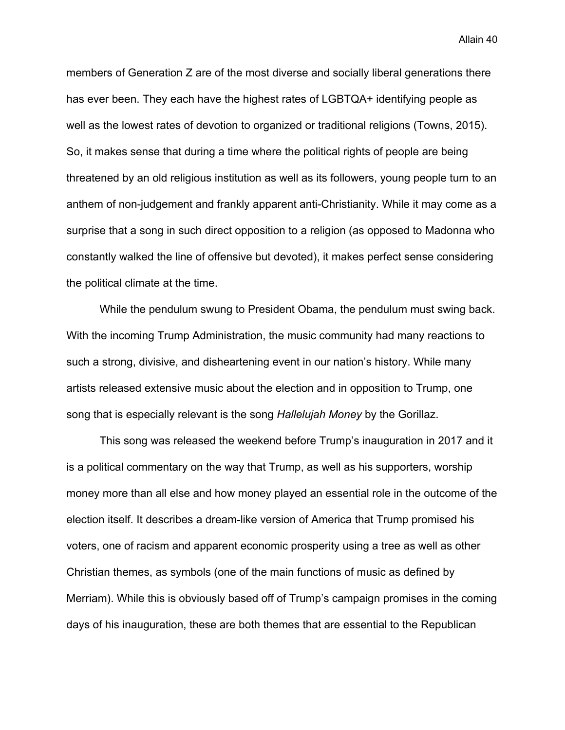members of Generation Z are of the most diverse and socially liberal generations there has ever been. They each have the highest rates of LGBTQA+ identifying people as well as the lowest rates of devotion to organized or traditional religions (Towns, 2015). So, it makes sense that during a time where the political rights of people are being threatened by an old religious institution as well as its followers, young people turn to an anthem of non-judgement and frankly apparent anti-Christianity. While it may come as a surprise that a song in such direct opposition to a religion (as opposed to Madonna who constantly walked the line of offensive but devoted), it makes perfect sense considering the political climate at the time.

While the pendulum swung to President Obama, the pendulum must swing back. With the incoming Trump Administration, the music community had many reactions to such a strong, divisive, and disheartening event in our nation's history. While many artists released extensive music about the election and in opposition to Trump, one song that is especially relevant is the song *Hallelujah Money* by the Gorillaz.

This song was released the weekend before Trump's inauguration in 2017 and it is a political commentary on the way that Trump, as well as his supporters, worship money more than all else and how money played an essential role in the outcome of the election itself. It describes a dream-like version of America that Trump promised his voters, one of racism and apparent economic prosperity using a tree as well as other Christian themes, as symbols (one of the main functions of music as defined by Merriam). While this is obviously based off of Trump's campaign promises in the coming days of his inauguration, these are both themes that are essential to the Republican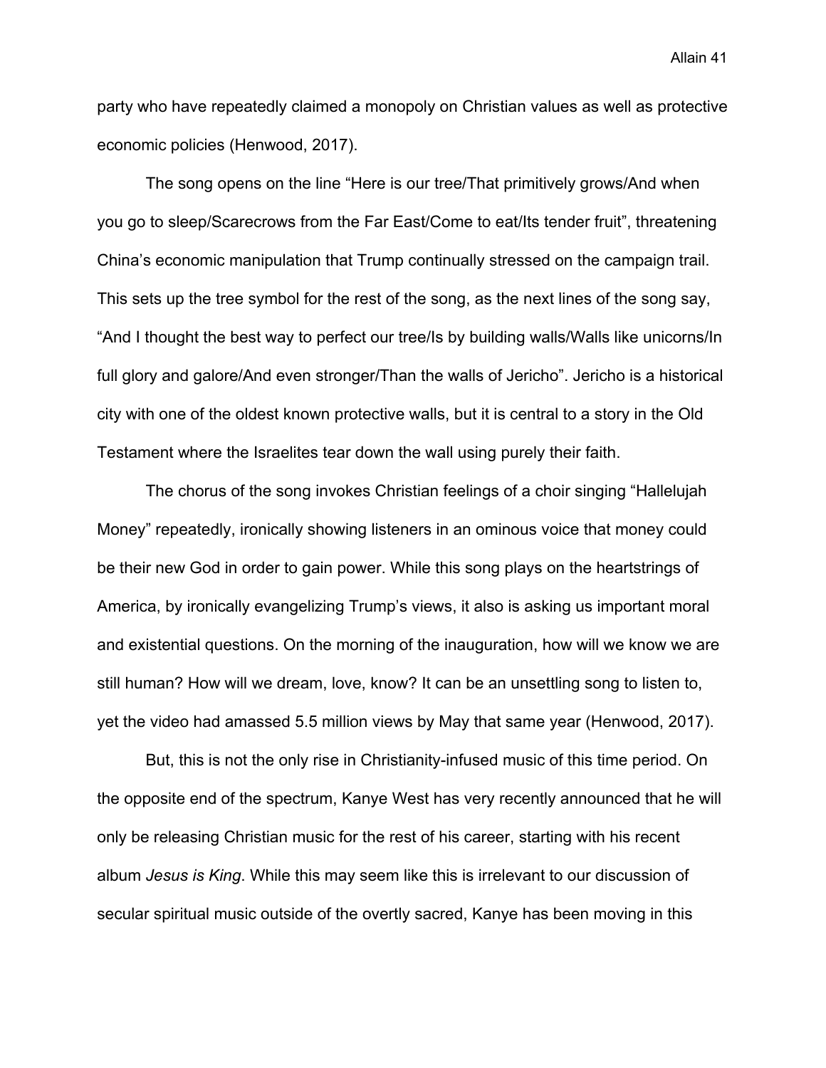party who have repeatedly claimed a monopoly on Christian values as well as protective economic policies (Henwood, 2017).

The song opens on the line "Here is our tree/That primitively grows/And when you go to sleep/Scarecrows from the Far East/Come to eat/Its tender fruit", threatening China's economic manipulation that Trump continually stressed on the campaign trail. This sets up the tree symbol for the rest of the song, as the next lines of the song say, "And I thought the best way to perfect our tree/Is by building walls/Walls like unicorns/In full glory and galore/And even stronger/Than the walls of Jericho". Jericho is a historical city with one of the oldest known protective walls, but it is central to a story in the Old Testament where the Israelites tear down the wall using purely their faith.

The chorus of the song invokes Christian feelings of a choir singing "Hallelujah Money" repeatedly, ironically showing listeners in an ominous voice that money could be their new God in order to gain power. While this song plays on the heartstrings of America, by ironically evangelizing Trump's views, it also is asking us important moral and existential questions. On the morning of the inauguration, how will we know we are still human? How will we dream, love, know? It can be an unsettling song to listen to, yet the video had amassed 5.5 million views by May that same year (Henwood, 2017).

But, this is not the only rise in Christianity-infused music of this time period. On the opposite end of the spectrum, Kanye West has very recently announced that he will only be releasing Christian music for the rest of his career, starting with his recent album *Jesus is King*. While this may seem like this is irrelevant to our discussion of secular spiritual music outside of the overtly sacred, Kanye has been moving in this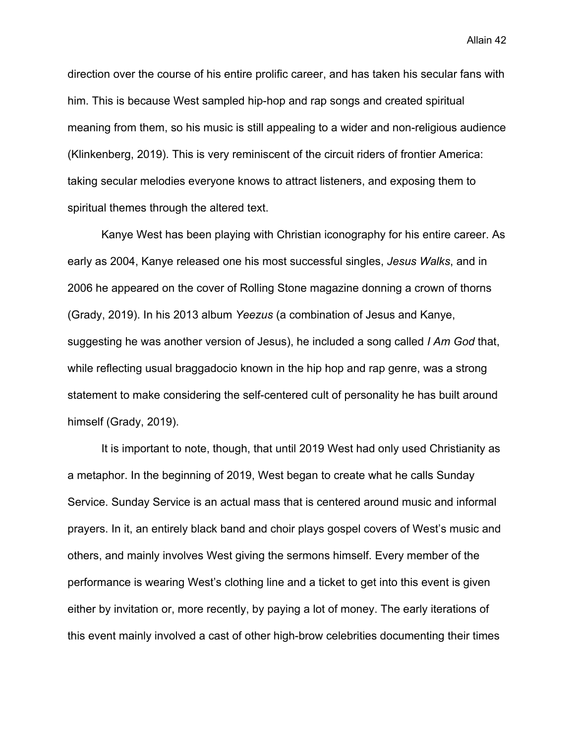direction over the course of his entire prolific career, and has taken his secular fans with him. This is because West sampled hip-hop and rap songs and created spiritual meaning from them, so his music is still appealing to a wider and non-religious audience (Klinkenberg, 2019). This is very reminiscent of the circuit riders of frontier America: taking secular melodies everyone knows to attract listeners, and exposing them to spiritual themes through the altered text.

Kanye West has been playing with Christian iconography for his entire career. As early as 2004, Kanye released one his most successful singles, *Jesus Walks*, and in 2006 he appeared on the cover of Rolling Stone magazine donning a crown of thorns (Grady, 2019). In his 2013 album *Yeezus* (a combination of Jesus and Kanye, suggesting he was another version of Jesus), he included a song called *I Am God* that, while reflecting usual braggadocio known in the hip hop and rap genre, was a strong statement to make considering the self-centered cult of personality he has built around himself (Grady, 2019).

It is important to note, though, that until 2019 West had only used Christianity as a metaphor. In the beginning of 2019, West began to create what he calls Sunday Service. Sunday Service is an actual mass that is centered around music and informal prayers. In it, an entirely black band and choir plays gospel covers of West's music and others, and mainly involves West giving the sermons himself. Every member of the performance is wearing West's clothing line and a ticket to get into this event is given either by invitation or, more recently, by paying a lot of money. The early iterations of this event mainly involved a cast of other high-brow celebrities documenting their times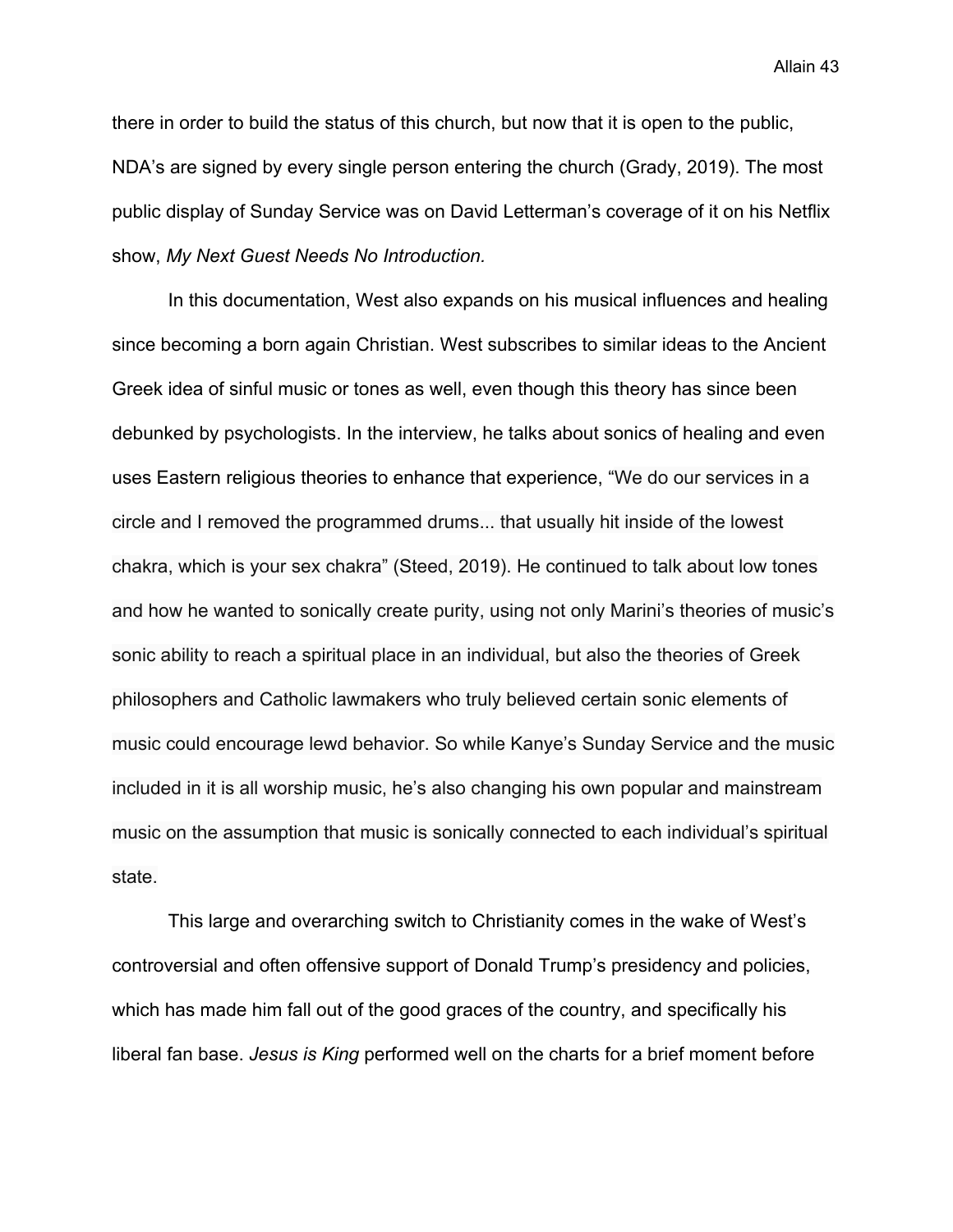there in order to build the status of this church, but now that it is open to the public, NDA's are signed by every single person entering the church (Grady, 2019). The most public display of Sunday Service was on David Letterman's coverage of it on his Netflix show, *My Next Guest Needs No Introduction.*

In this documentation, West also expands on his musical influences and healing since becoming a born again Christian. West subscribes to similar ideas to the Ancient Greek idea of sinful music or tones as well, even though this theory has since been debunked by psychologists. In the interview, he talks about sonics of healing and even uses Eastern religious theories to enhance that experience, "We do our services in a circle and I removed the programmed drums... that usually hit inside of the lowest chakra, which is your sex chakra" (Steed, 2019). He continued to talk about low tones and how he wanted to sonically create purity, using not only Marini's theories of music's sonic ability to reach a spiritual place in an individual, but also the theories of Greek philosophers and Catholic lawmakers who truly believed certain sonic elements of music could encourage lewd behavior. So while Kanye's Sunday Service and the music included in it is all worship music, he's also changing his own popular and mainstream music on the assumption that music is sonically connected to each individual's spiritual state.

This large and overarching switch to Christianity comes in the wake of West's controversial and often offensive support of Donald Trump's presidency and policies, which has made him fall out of the good graces of the country, and specifically his liberal fan base. *Jesus is King* performed well on the charts for a brief moment before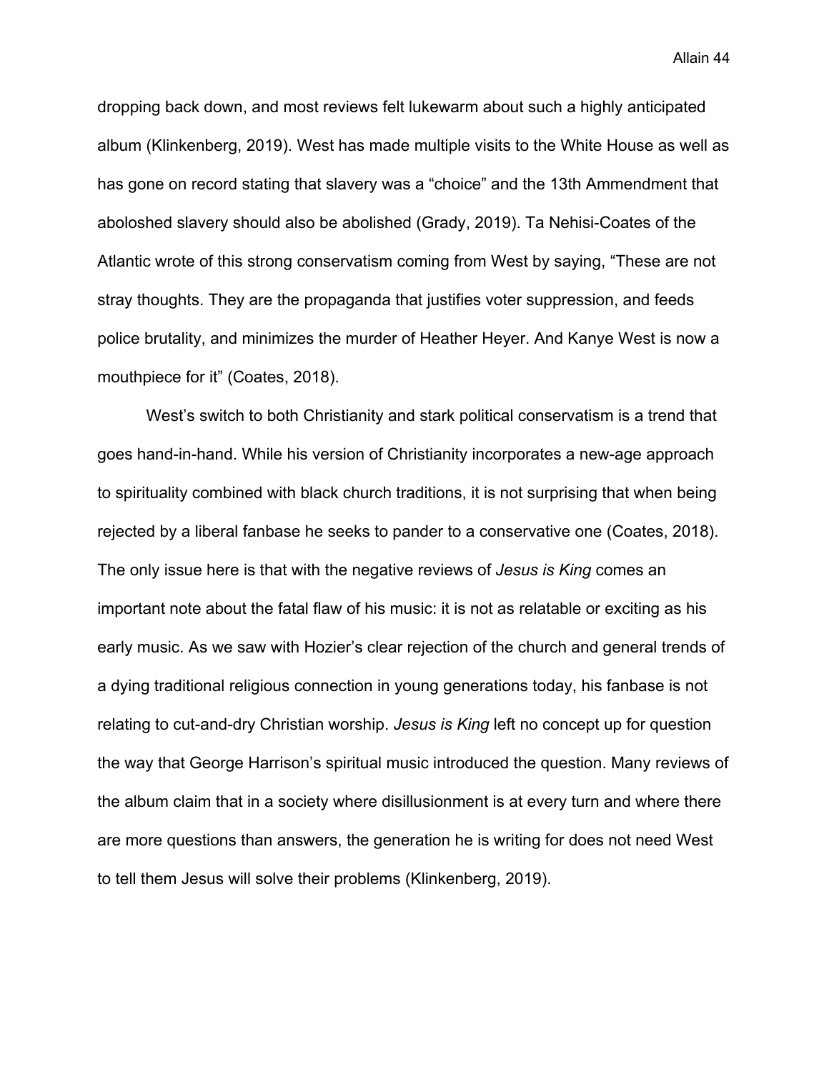dropping back down, and most reviews felt lukewarm about such a highly anticipated album (Klinkenberg, 2019). West has made multiple visits to the White House as well as has gone on record stating that slavery was a “choice” and the 13th Ammendment that aboloshed slavery should also be abolished (Grady, 2019). Ta Nehisi-Coates of the Atlantic wrote of this strong conservatism coming from West by saying, “These are not stray thoughts. They are the propaganda that justifies voter suppression, and feeds police brutality, and minimizes the murder of Heather Heyer. And Kanye West is now a mouthpiece for it” (Coates, 2018).

West’s switch to both Christianity and stark political conservatism is a trend that goes hand-in-hand. While his version of Christianity incorporates a new-age approach to spirituality combined with black church traditions, it is not surprising that when being rejected by a liberal fanbase he seeks to pander to a conservative one (Coates, 2018). The only issue here is that with the negative reviews of *Jesus is King* comes an important note about the fatal flaw of his music: it is not as relatable or exciting as his early music. As we saw with Hozier’s clear rejection of the church and general trends of a dying traditional religious connection in young generations today, his fanbase is not relating to cut-and-dry Christian worship. *Jesus is King* left no concept up for question the way that George Harrison’s spiritual music introduced the question. Many reviews of the album claim that in a society where disillusionment is at every turn and where there are more questions than answers, the generation he is writing for does not need West to tell them Jesus will solve their problems (Klinkenberg, 2019).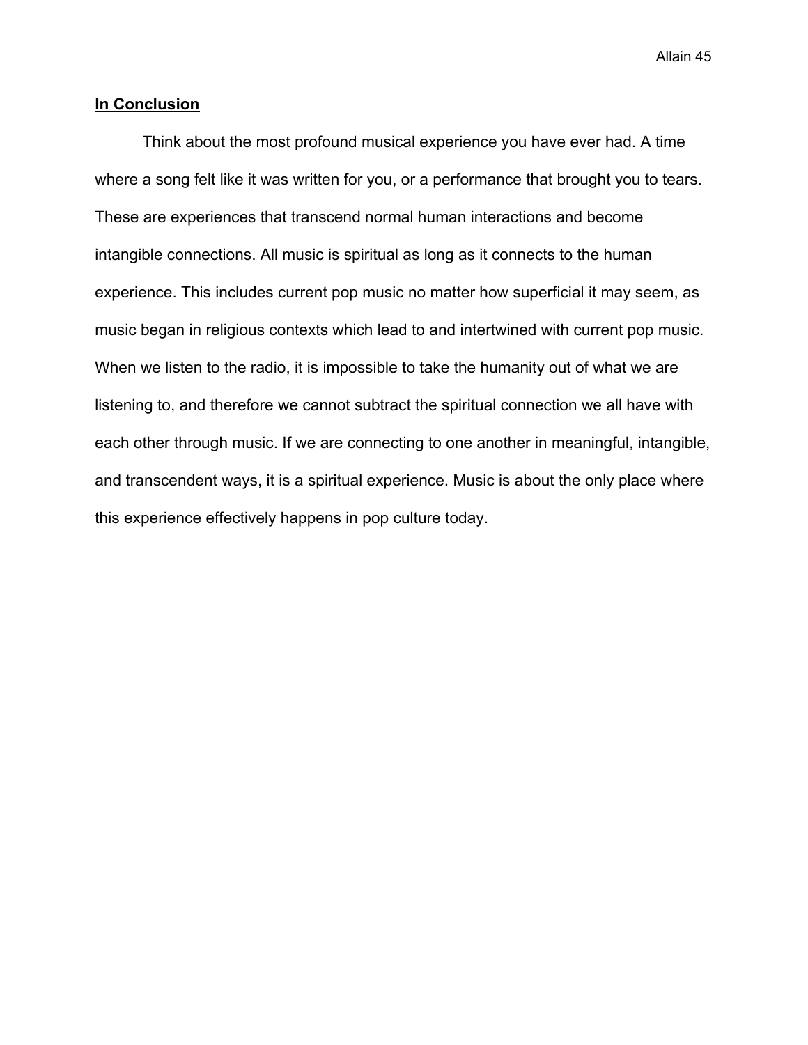## **In Conclusion**

Think about the most profound musical experience you have ever had. A time where a song felt like it was written for you, or a performance that brought you to tears. These are experiences that transcend normal human interactions and become intangible connections. All music is spiritual as long as it connects to the human experience. This includes current pop music no matter how superficial it may seem, as music began in religious contexts which lead to and intertwined with current pop music. When we listen to the radio, it is impossible to take the humanity out of what we are listening to, and therefore we cannot subtract the spiritual connection we all have with each other through music. If we are connecting to one another in meaningful, intangible, and transcendent ways, it is a spiritual experience. Music is about the only place where this experience effectively happens in pop culture today.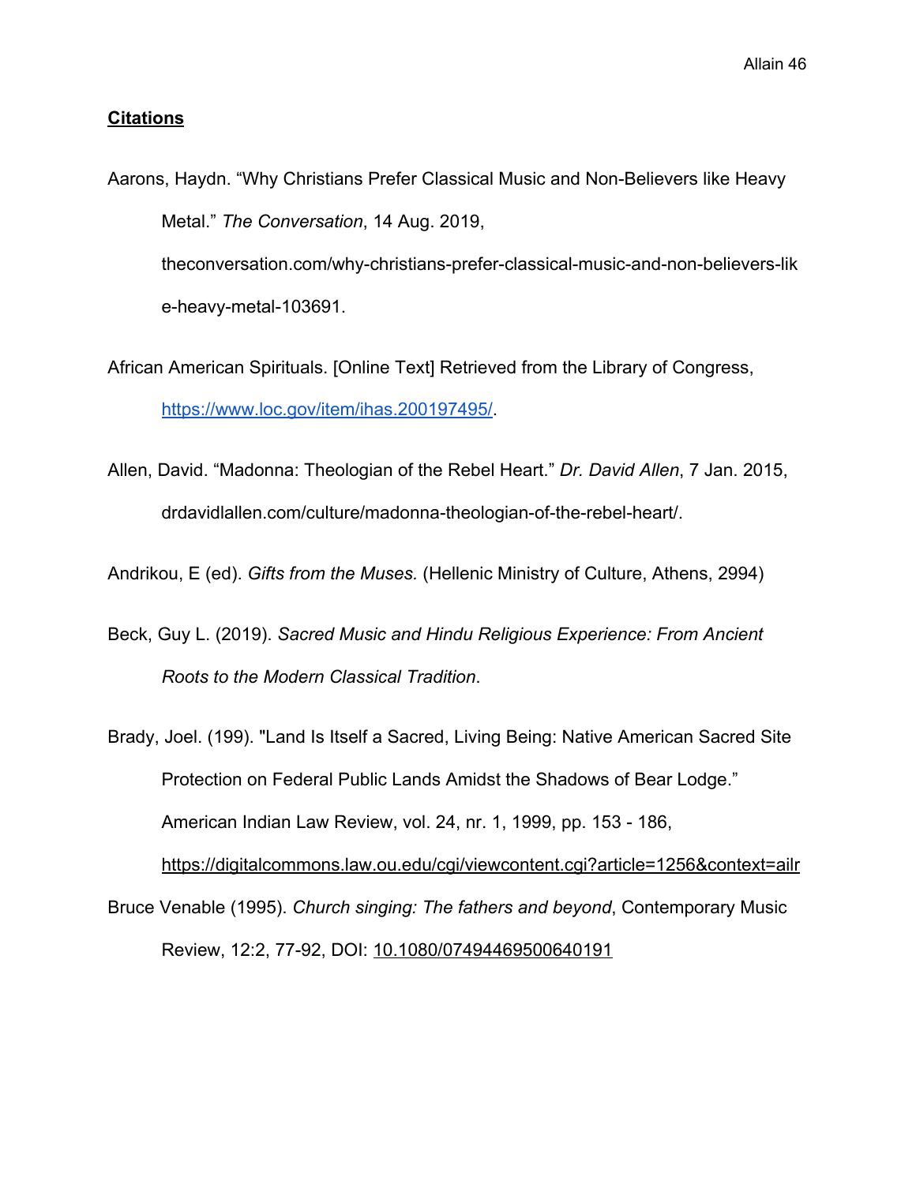**Citations**

Aarons, Haydn. "Why Christians Prefer Classical Music and Non-Believers like Heavy Metal." *The Conversation*, 14 Aug. 2019, theconversation.com/why-christians-prefer-classical-music-and-non-believers-like-heavy-metal-103691.

African American Spirituals. [Online Text] Retrieved from the Library of Congress, https://www.loc.gov/item/ihas.200197495/.

Allen, David. "Madonna: Theologian of the Rebel Heart." *Dr. David Allen*, 7 Jan. 2015, drdavidlallen.com/culture/madonna-theologian-of-the-rebel-heart/.

Andrikou, E (ed). *Gifts from the Muses.* (Hellenic Ministry of Culture, Athens, 2994)

Beck, Guy L. (2019). *Sacred Music and Hindu Religious Experience: From Ancient Roots to the Modern Classical Tradition*.

Brady, Joel. (199). "Land Is Itself a Sacred, Living Being: Native American Sacred Site Protection on Federal Public Lands Amidst the Shadows of Bear Lodge." American Indian Law Review, vol. 24, nr. 1, 1999, pp. 153 - 186, https://digitalcommons.law.ou.edu/cgi/viewcontent.cgi?article=1256&context=ailr

Bruce Venable (1995). *Church singing: The fathers and beyond*, Contemporary Music Review, 12:2, 77-92, DOI: 10.1080/07494469500640191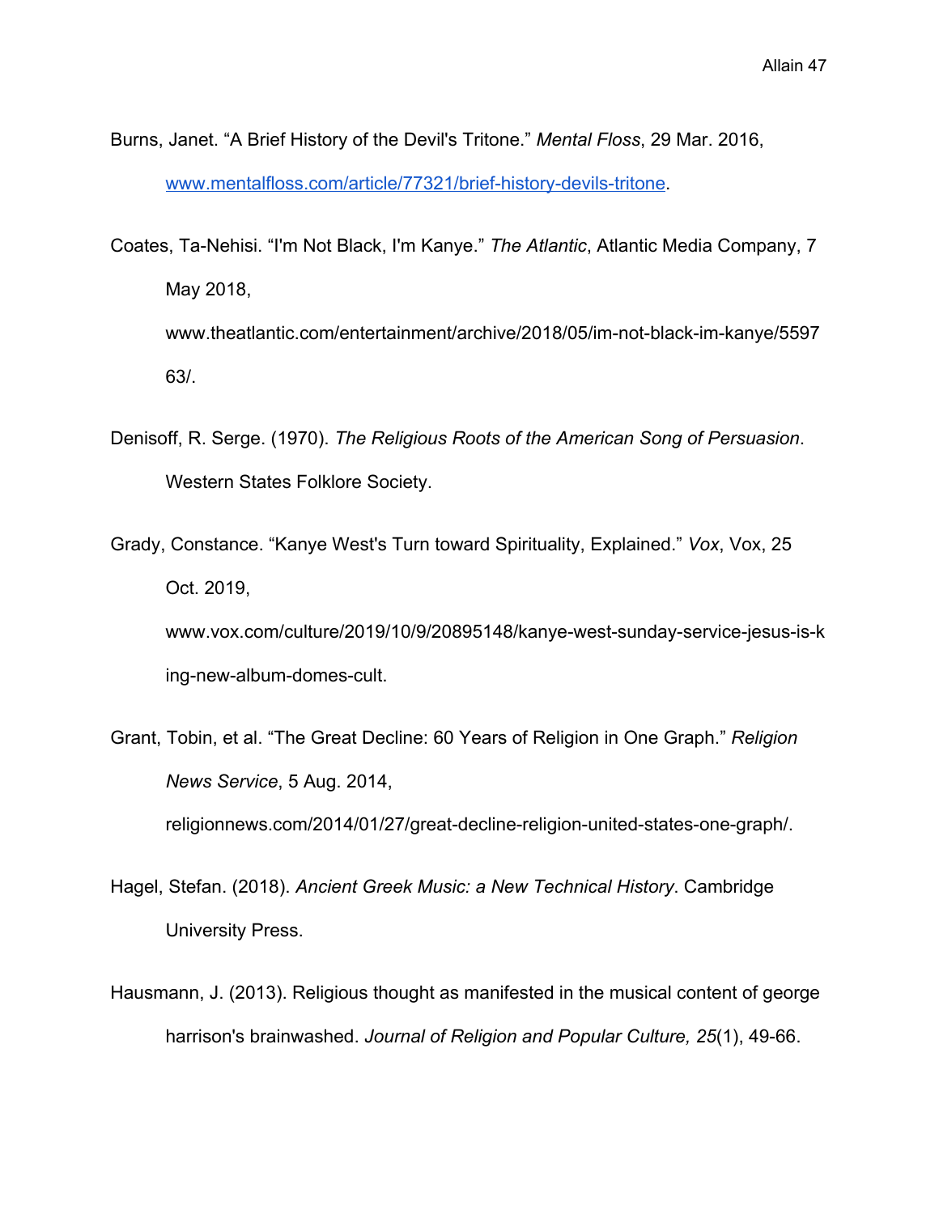Burns, Janet. “A Brief History of the Devil's Tritone.” *Mental Floss*, 29 Mar. 2016, www.mentalfloss.com/article/77321/brief-history-devils-tritone.

Coates, Ta-Nehisi. “I'm Not Black, I'm Kanye.” *The Atlantic*, Atlantic Media Company, 7 May 2018, www.theatlantic.com/entertainment/archive/2018/05/im-not-black-im-kanye/559763/.

Denisoff, R. Serge. (1970). *The Religious Roots of the American Song of Persuasion*. Western States Folklore Society.

Grady, Constance. “Kanye West's Turn toward Spirituality, Explained.” *Vox*, Vox, 25 Oct. 2019, www.vox.com/culture/2019/10/9/20895148/kanye-west-sunday-service-jesus-is-king-new-album-domes-cult.

Grant, Tobin, et al. “The Great Decline: 60 Years of Religion in One Graph.” *Religion News Service*, 5 Aug. 2014, religionnews.com/2014/01/27/great-decline-religion-united-states-one-graph/.

Hagel, Stefan. (2018). *Ancient Greek Music: a New Technical History*. Cambridge University Press.

Hausmann, J. (2013). Religious thought as manifested in the musical content of george harrison's brainwashed. *Journal of Religion and Popular Culture, 25*(1), 49-66.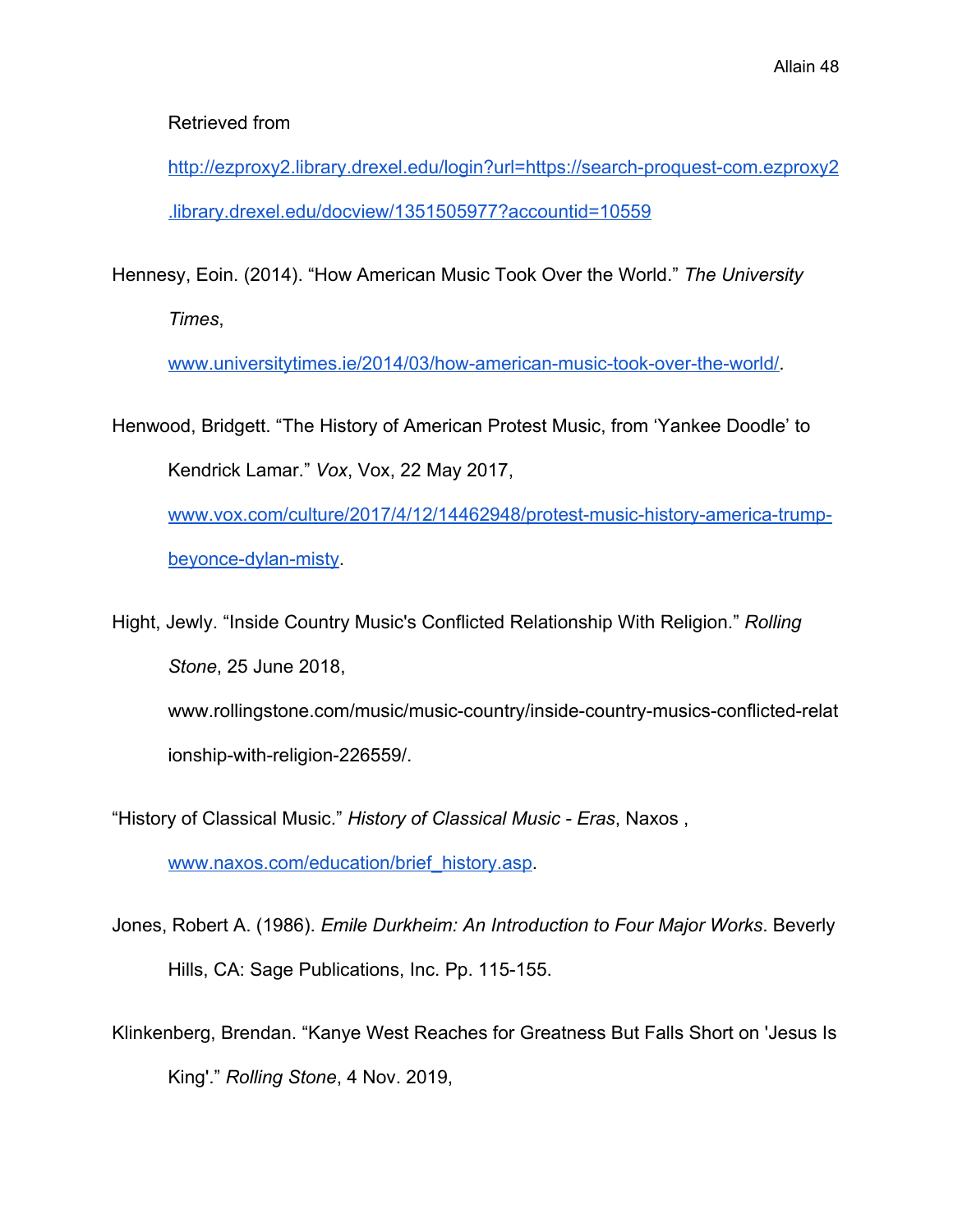Retrieved from http://ezproxy2.library.drexel.edu/login?url=https://search-proquest-com.ezproxy2.library.drexel.edu/docview/1351505977?accountid=10559

Hennesy, Eoin. (2014). “How American Music Took Over the World.” *The University Times*, www.universitytimes.ie/2014/03/how-american-music-took-over-the-world/.

Henwood, Bridgett. “The History of American Protest Music, from ‘Yankee Doodle’ to Kendrick Lamar.” *Vox*, Vox, 22 May 2017, www.vox.com/culture/2017/4/12/14462948/protest-music-history-america-trump-beyonce-dylan-misty.

Hight, Jewly. “Inside Country Music's Conflicted Relationship With Religion.” *Rolling Stone*, 25 June 2018, www.rollingstone.com/music/music-country/inside-country-musics-conflicted-relationship-with-religion-226559/.

“History of Classical Music.” *History of Classical Music - Eras*, Naxos , www.naxos.com/education/brief_history.asp.

Jones, Robert A. (1986). *Emile Durkheim: An Introduction to Four Major Works*. Beverly Hills, CA: Sage Publications, Inc. Pp. 115-155.

Klinkenberg, Brendan. “Kanye West Reaches for Greatness But Falls Short on 'Jesus Is King'.” *Rolling Stone*, 4 Nov. 2019,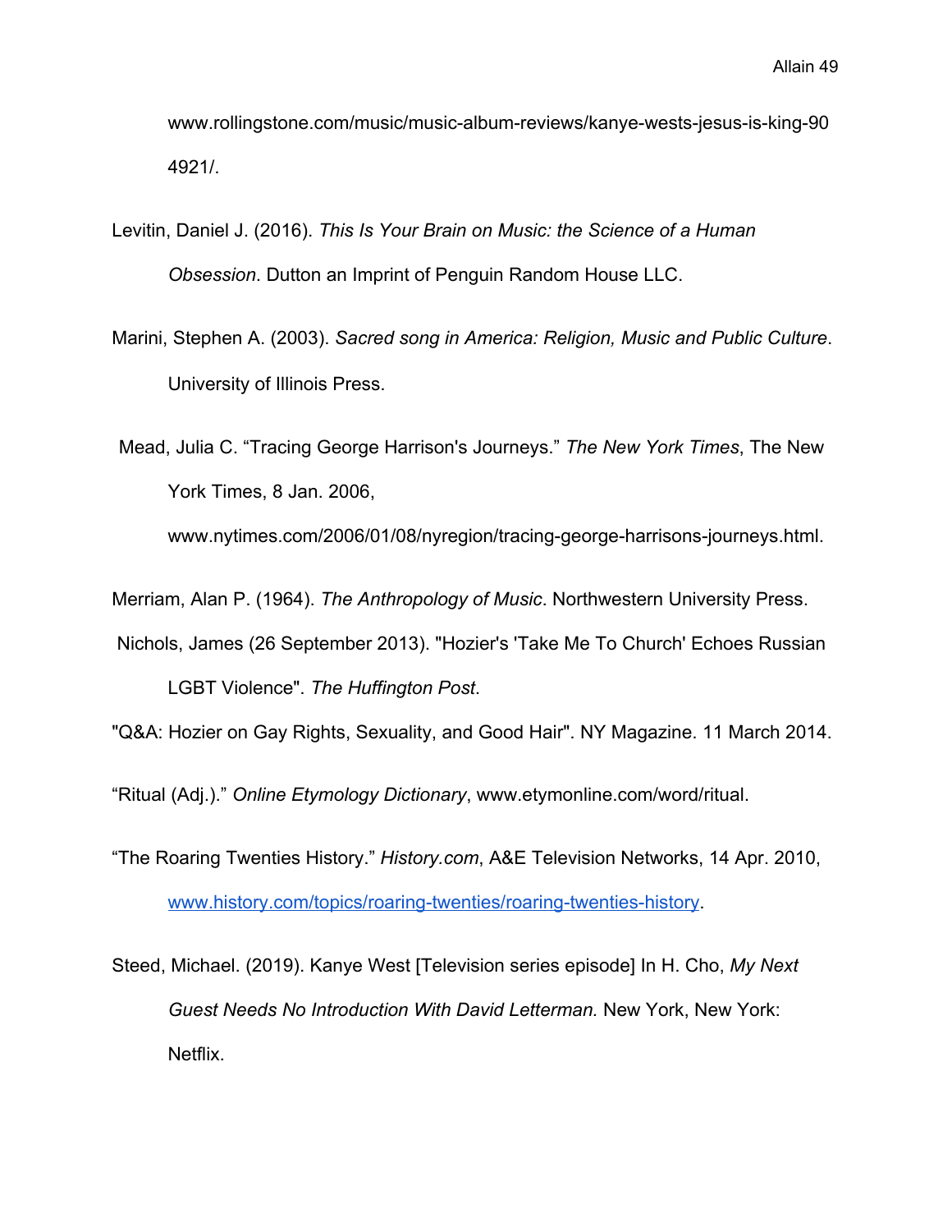www.rollingstone.com/music/music-album-reviews/kanye-wests-jesus-is-king-904921/.

Levitin, Daniel J. (2016). *This Is Your Brain on Music: the Science of a Human Obsession*. Dutton an Imprint of Penguin Random House LLC.

Marini, Stephen A. (2003). *Sacred song in America: Religion, Music and Public Culture*. University of Illinois Press.

Mead, Julia C. "Tracing George Harrison's Journeys." *The New York Times*, The New York Times, 8 Jan. 2006, www.nytimes.com/2006/01/08/nyregion/tracing-george-harrisons-journeys.html.

Merriam, Alan P. (1964). *The Anthropology of Music*. Northwestern University Press.

Nichols, James (26 September 2013). "Hozier's 'Take Me To Church' Echoes Russian LGBT Violence". *The Huffington Post*.

"Q&A: Hozier on Gay Rights, Sexuality, and Good Hair". NY Magazine. 11 March 2014.

"Ritual (Adj.)." *Online Etymology Dictionary*, www.etymonline.com/word/ritual.

"The Roaring Twenties History." *History.com*, A&E Television Networks, 14 Apr. 2010, www.history.com/topics/roaring-twenties/roaring-twenties-history.

Steed, Michael. (2019). Kanye West [Television series episode] In H. Cho, *My Next Guest Needs No Introduction With David Letterman.* New York, New York: Netflix.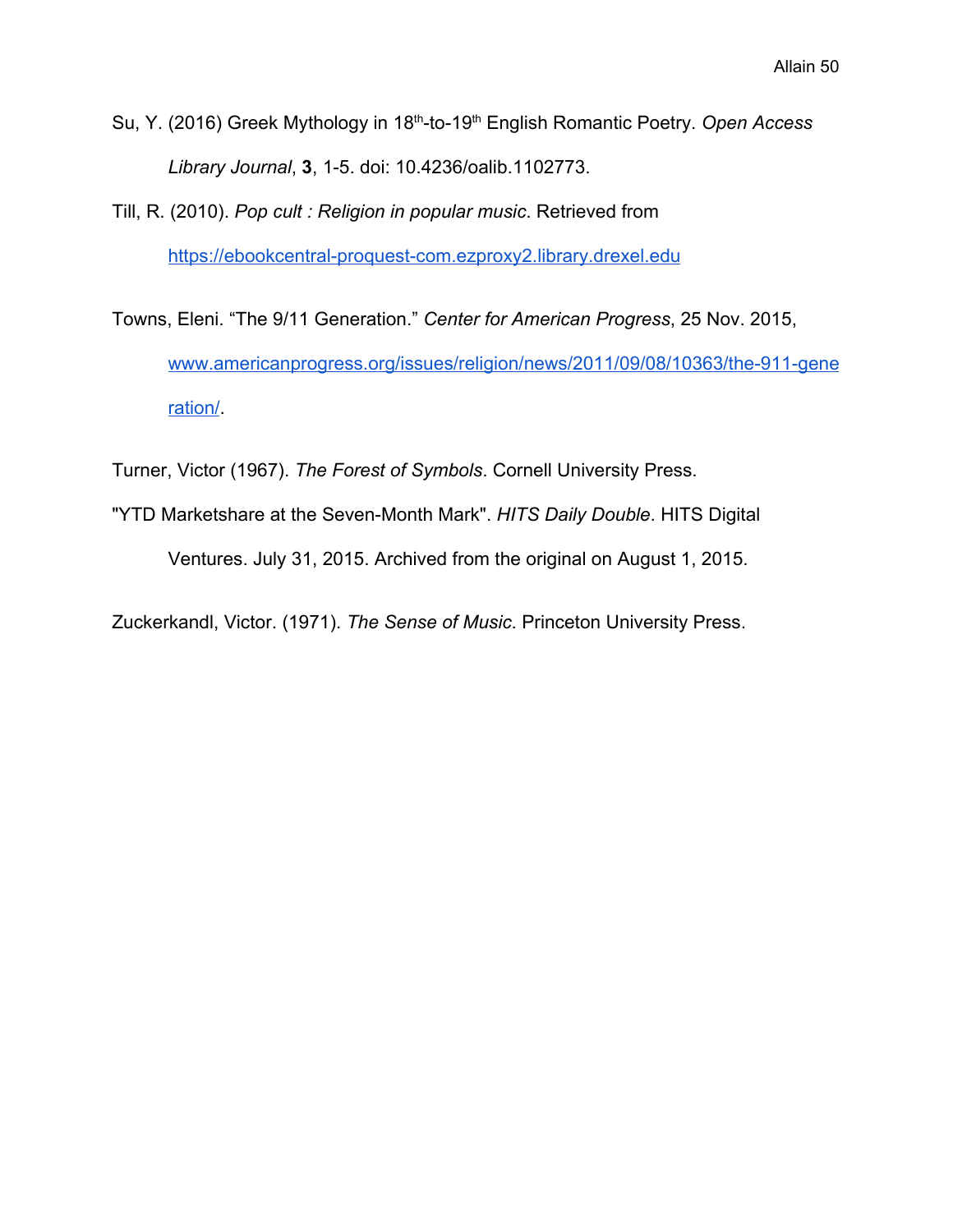Su, Y. (2016) Greek Mythology in 18th-to-19th English Romantic Poetry. *Open Access Library Journal*, **3**, 1-5. doi: 10.4236/oalib.1102773.

Till, R. (2010). *Pop cult : Religion in popular music*. Retrieved from https://ebookcentral-proquest-com.ezproxy2.library.drexel.edu

Towns, Eleni. "The 9/11 Generation." *Center for American Progress*, 25 Nov. 2015, www.americanprogress.org/issues/religion/news/2011/09/08/10363/the-911-generation/.

Turner, Victor (1967). *The Forest of Symbols*. Cornell University Press.

"YTD Marketshare at the Seven-Month Mark". *HITS Daily Double*. HITS Digital Ventures. July 31, 2015. Archived from the original on August 1, 2015.

Zuckerkandl, Victor. (1971). *The Sense of Music*. Princeton University Press.